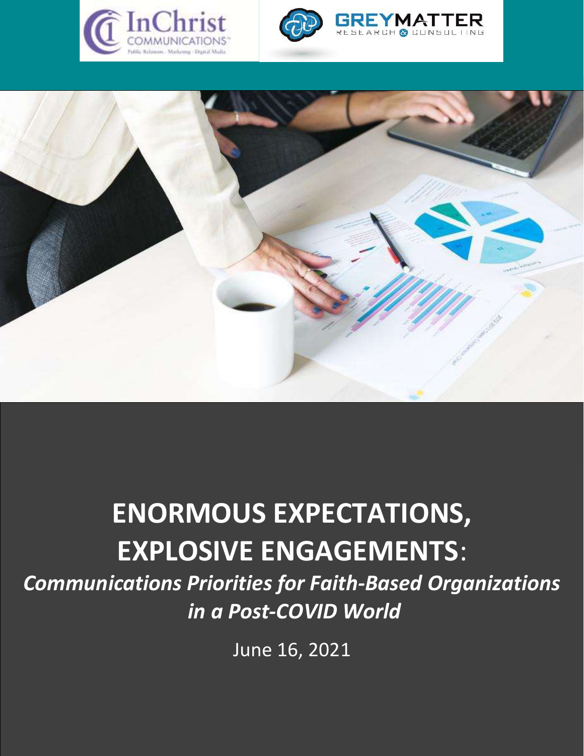# ENORMOUS EXPECTATIONS, EXPLOSIVE ENGAGEMENTS:

***Communications Priorities for Faith-Based Organizations in a Post-COVID World***

June 16, 2021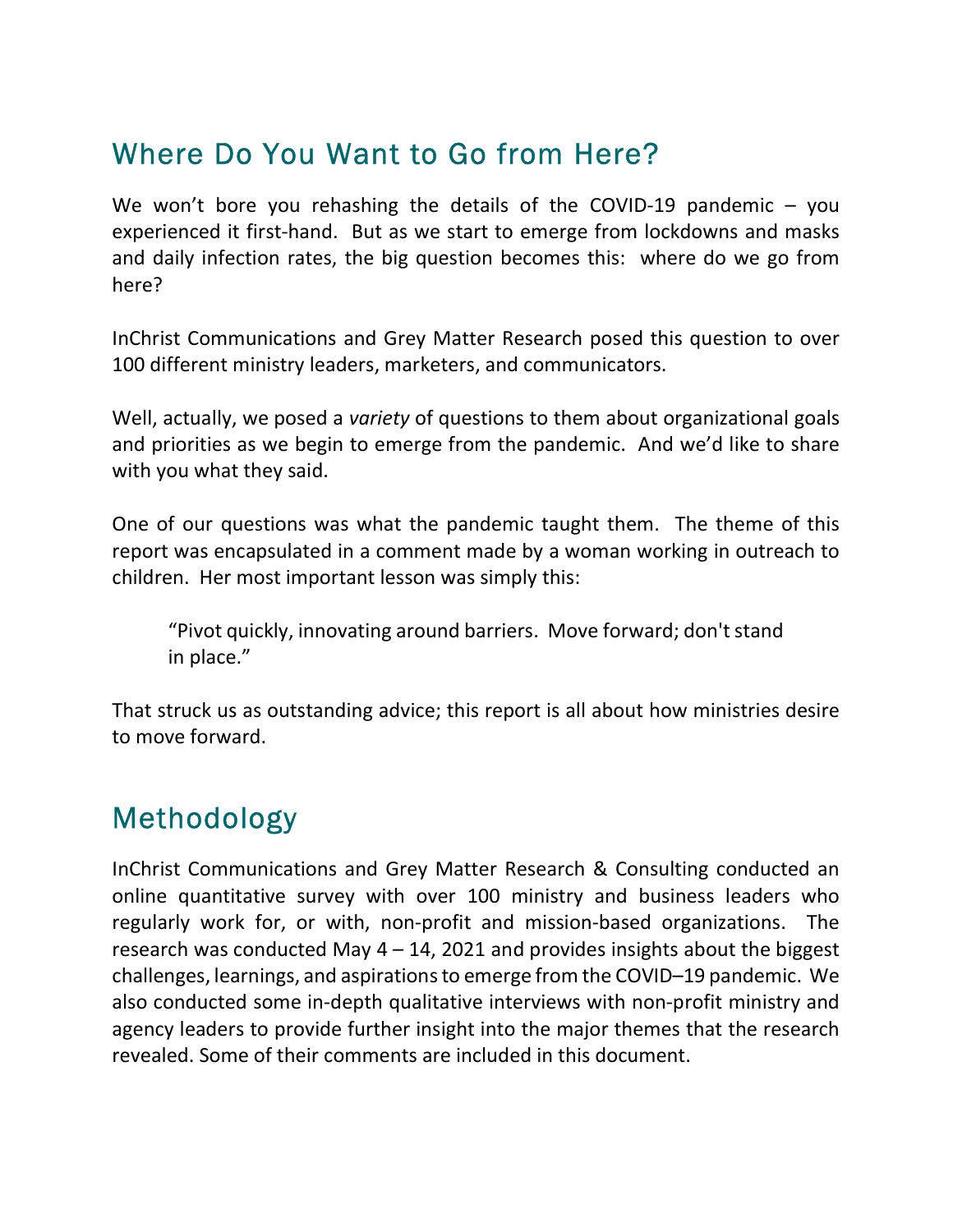## Where Do You Want to Go from Here?

We won't bore you rehashing the details of the COVID-19 pandemic – you experienced it first-hand. But as we start to emerge from lockdowns and masks and daily infection rates, the big question becomes this: where do we go from here?

InChrist Communications and Grey Matter Research posed this question to over 100 different ministry leaders, marketers, and communicators.

Well, actually, we posed a *variety* of questions to them about organizational goals and priorities as we begin to emerge from the pandemic. And we'd like to share with you what they said.

One of our questions was what the pandemic taught them. The theme of this report was encapsulated in a comment made by a woman working in outreach to children. Her most important lesson was simply this:

> "Pivot quickly, innovating around barriers. Move forward; don't stand in place."

That struck us as outstanding advice; this report is all about how ministries desire to move forward.

## Methodology

InChrist Communications and Grey Matter Research & Consulting conducted an online quantitative survey with over 100 ministry and business leaders who regularly work for, or with, non-profit and mission-based organizations. The research was conducted May 4 – 14, 2021 and provides insights about the biggest challenges, learnings, and aspirations to emerge from the COVID–19 pandemic. We also conducted some in-depth qualitative interviews with non-profit ministry and agency leaders to provide further insight into the major themes that the research revealed. Some of their comments are included in this document.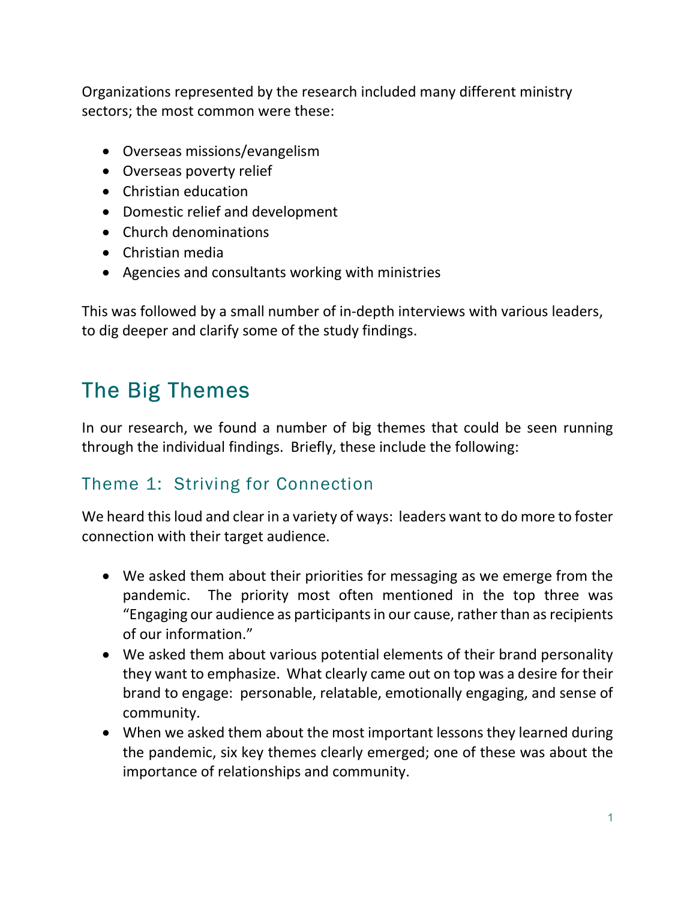Organizations represented by the research included many different ministry sectors; the most common were these:

- Overseas missions/evangelism
- Overseas poverty relief
- Christian education
- Domestic relief and development
- Church denominations
- Christian media
- Agencies and consultants working with ministries

This was followed by a small number of in-depth interviews with various leaders, to dig deeper and clarify some of the study findings.

# The Big Themes

In our research, we found a number of big themes that could be seen running through the individual findings. Briefly, these include the following:

## Theme 1: Striving for Connection

We heard this loud and clear in a variety of ways: leaders want to do more to foster connection with their target audience.

- We asked them about their priorities for messaging as we emerge from the pandemic. The priority most often mentioned in the top three was "Engaging our audience as participants in our cause, rather than as recipients of our information."
- We asked them about various potential elements of their brand personality they want to emphasize. What clearly came out on top was a desire for their brand to engage: personable, relatable, emotionally engaging, and sense of community.
- When we asked them about the most important lessons they learned during the pandemic, six key themes clearly emerged; one of these was about the importance of relationships and community.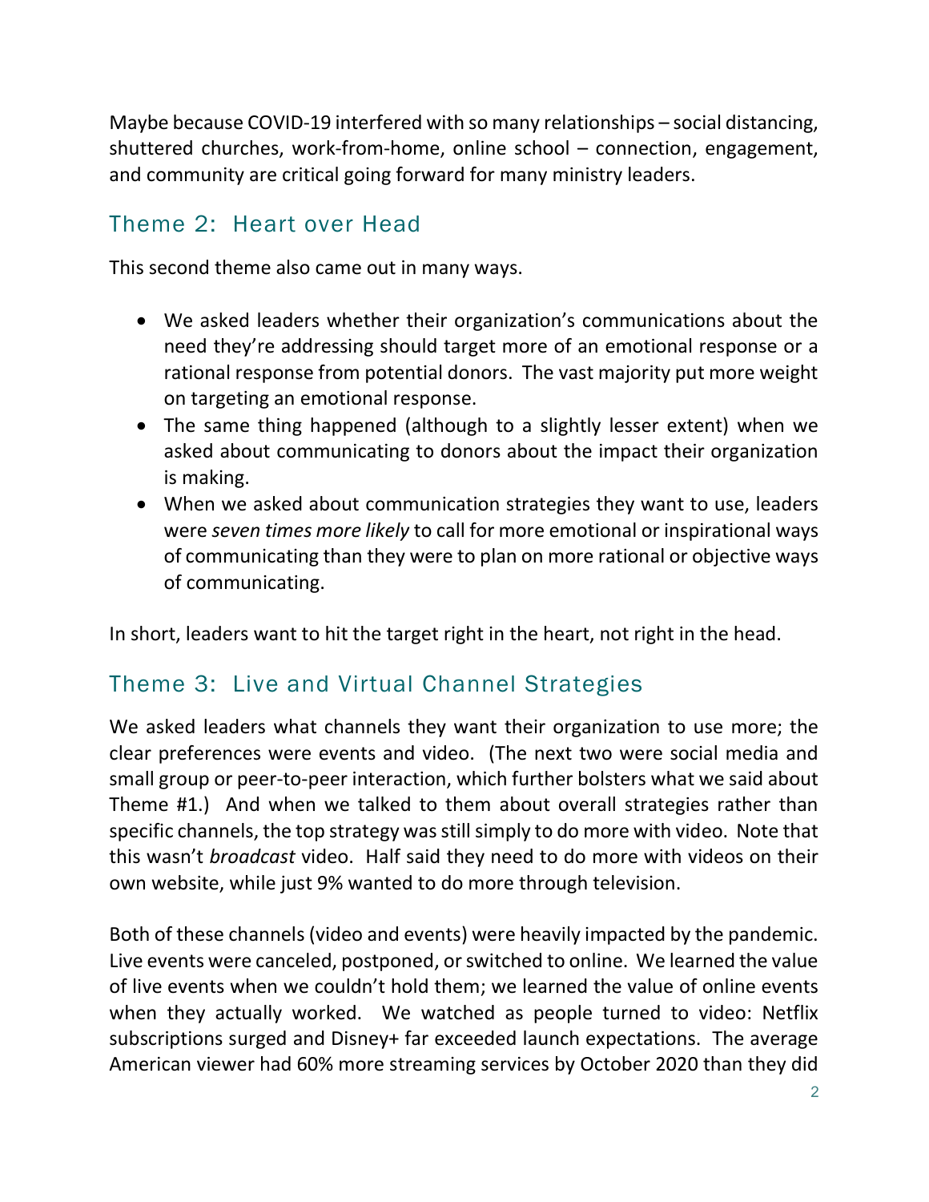Maybe because COVID-19 interfered with so many relationships – social distancing, shuttered churches, work-from-home, online school – connection, engagement, and community are critical going forward for many ministry leaders.

## Theme 2: Heart over Head

This second theme also came out in many ways.

- We asked leaders whether their organization's communications about the need they're addressing should target more of an emotional response or a rational response from potential donors. The vast majority put more weight on targeting an emotional response.
- The same thing happened (although to a slightly lesser extent) when we asked about communicating to donors about the impact their organization is making.
- When we asked about communication strategies they want to use, leaders were *seven times more likely* to call for more emotional or inspirational ways of communicating than they were to plan on more rational or objective ways of communicating.

In short, leaders want to hit the target right in the heart, not right in the head.

## Theme 3: Live and Virtual Channel Strategies

We asked leaders what channels they want their organization to use more; the clear preferences were events and video. (The next two were social media and small group or peer-to-peer interaction, which further bolsters what we said about Theme #1.) And when we talked to them about overall strategies rather than specific channels, the top strategy was still simply to do more with video. Note that this wasn't *broadcast* video. Half said they need to do more with videos on their own website, while just 9% wanted to do more through television.

Both of these channels (video and events) were heavily impacted by the pandemic. Live events were canceled, postponed, or switched to online. We learned the value of live events when we couldn't hold them; we learned the value of online events when they actually worked. We watched as people turned to video: Netflix subscriptions surged and Disney+ far exceeded launch expectations. The average American viewer had 60% more streaming services by October 2020 than they did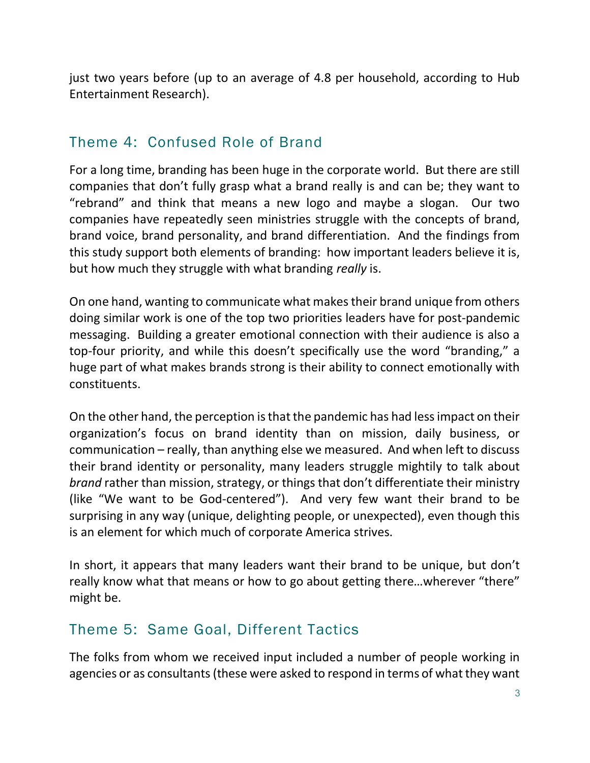just two years before (up to an average of 4.8 per household, according to Hub Entertainment Research).

## Theme 4: Confused Role of Brand

For a long time, branding has been huge in the corporate world. But there are still companies that don't fully grasp what a brand really is and can be; they want to "rebrand" and think that means a new logo and maybe a slogan. Our two companies have repeatedly seen ministries struggle with the concepts of brand, brand voice, brand personality, and brand differentiation. And the findings from this study support both elements of branding: how important leaders believe it is, but how much they struggle with what branding *really* is.

On one hand, wanting to communicate what makes their brand unique from others doing similar work is one of the top two priorities leaders have for post-pandemic messaging. Building a greater emotional connection with their audience is also a top-four priority, and while this doesn't specifically use the word "branding," a huge part of what makes brands strong is their ability to connect emotionally with constituents.

On the other hand, the perception is that the pandemic has had less impact on their organization's focus on brand identity than on mission, daily business, or communication – really, than anything else we measured. And when left to discuss their brand identity or personality, many leaders struggle mightily to talk about *brand* rather than mission, strategy, or things that don't differentiate their ministry (like "We want to be God-centered"). And very few want their brand to be surprising in any way (unique, delighting people, or unexpected), even though this is an element for which much of corporate America strives.

In short, it appears that many leaders want their brand to be unique, but don't really know what that means or how to go about getting there…wherever "there" might be.

## Theme 5: Same Goal, Different Tactics

The folks from whom we received input included a number of people working in agencies or as consultants (these were asked to respond in terms of what they want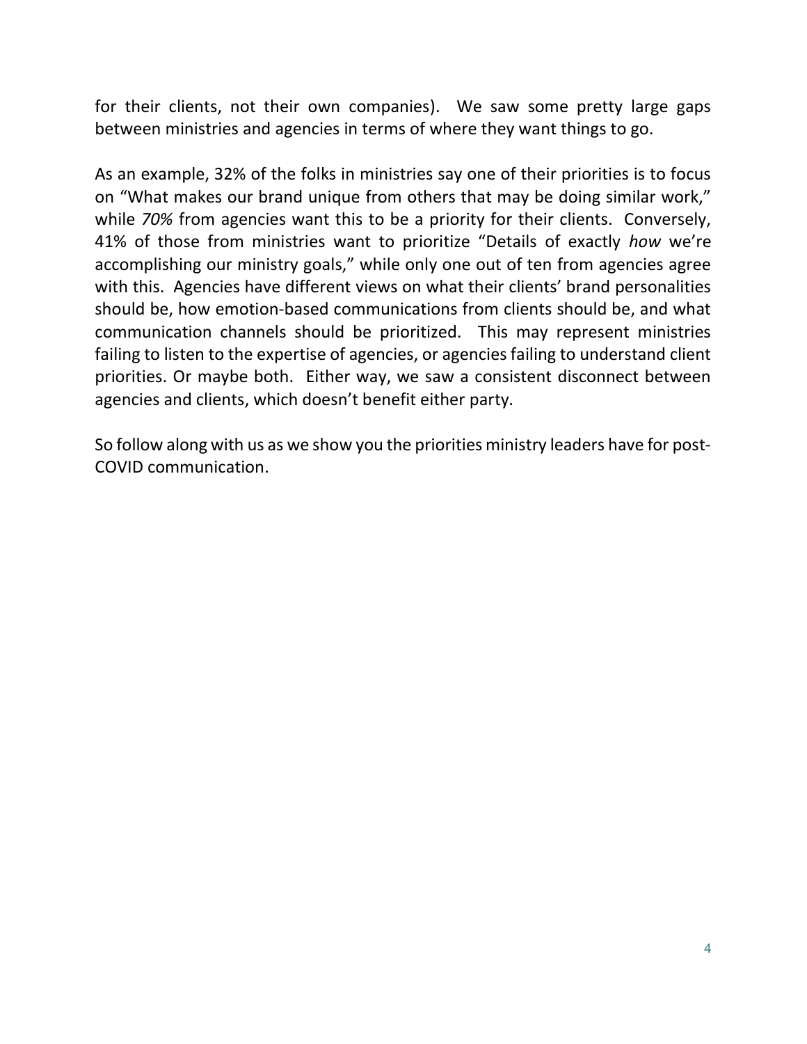for their clients, not their own companies). We saw some pretty large gaps between ministries and agencies in terms of where they want things to go.

As an example, 32% of the folks in ministries say one of their priorities is to focus on "What makes our brand unique from others that may be doing similar work," while *70%* from agencies want this to be a priority for their clients. Conversely, 41% of those from ministries want to prioritize "Details of exactly *how* we're accomplishing our ministry goals," while only one out of ten from agencies agree with this. Agencies have different views on what their clients' brand personalities should be, how emotion-based communications from clients should be, and what communication channels should be prioritized. This may represent ministries failing to listen to the expertise of agencies, or agencies failing to understand client priorities. Or maybe both. Either way, we saw a consistent disconnect between agencies and clients, which doesn't benefit either party.

So follow along with us as we show you the priorities ministry leaders have for post-COVID communication.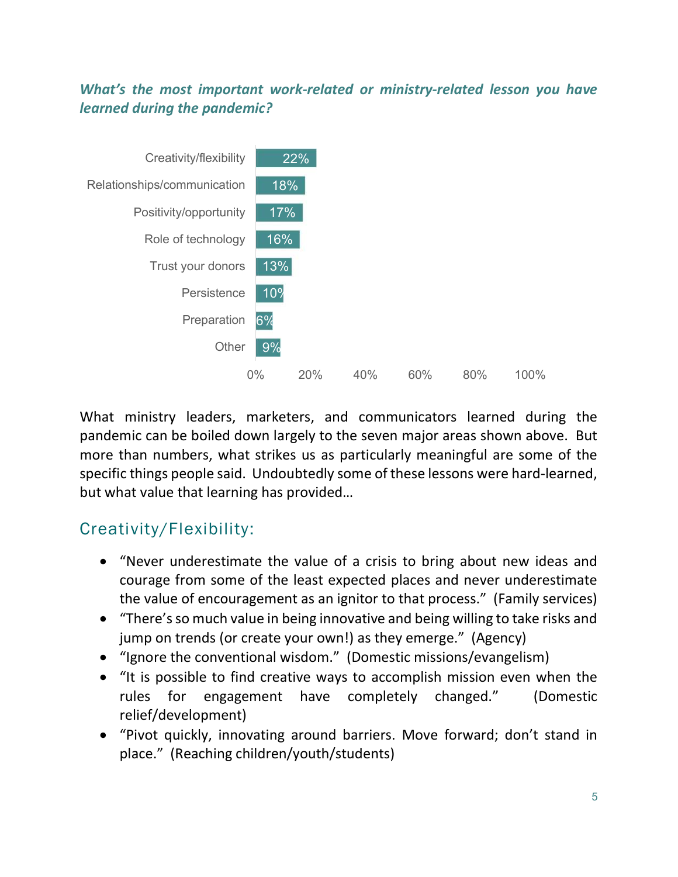***What's the most important work-related or ministry-related lesson you have learned during the pandemic?***

| Lesson | Percentage |
|---|---|
| Creativity/flexibility | 22% |
| Relationships/communication | 18% |
| Positivity/opportunity | 17% |
| Role of technology | 16% |
| Trust your donors | 13% |
| Persistence | 10% |
| Preparation | 6% |
| Other | 9% |

What ministry leaders, marketers, and communicators learned during the pandemic can be boiled down largely to the seven major areas shown above. But more than numbers, what strikes us as particularly meaningful are some of the specific things people said. Undoubtedly some of these lessons were hard-learned, but what value that learning has provided…

## Creativity/Flexibility:

- "Never underestimate the value of a crisis to bring about new ideas and courage from some of the least expected places and never underestimate the value of encouragement as an ignitor to that process." (Family services)
- "There's so much value in being innovative and being willing to take risks and jump on trends (or create your own!) as they emerge." (Agency)
- "Ignore the conventional wisdom." (Domestic missions/evangelism)
- "It is possible to find creative ways to accomplish mission even when the rules for engagement have completely changed." (Domestic relief/development)
- "Pivot quickly, innovating around barriers. Move forward; don't stand in place." (Reaching children/youth/students)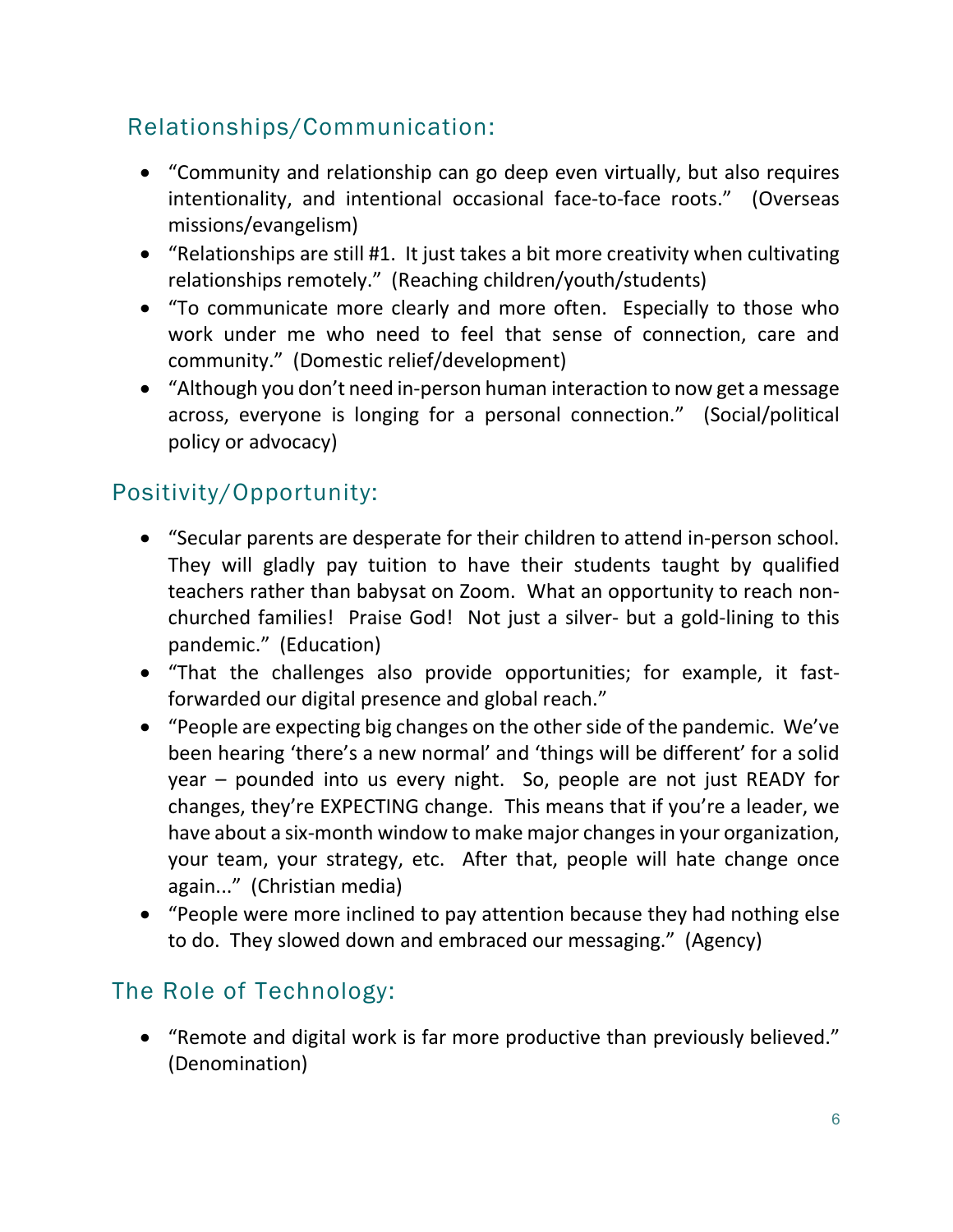## Relationships/Communication:

- "Community and relationship can go deep even virtually, but also requires intentionality, and intentional occasional face-to-face roots." (Overseas missions/evangelism)
- "Relationships are still #1. It just takes a bit more creativity when cultivating relationships remotely." (Reaching children/youth/students)
- "To communicate more clearly and more often. Especially to those who work under me who need to feel that sense of connection, care and community." (Domestic relief/development)
- "Although you don't need in-person human interaction to now get a message across, everyone is longing for a personal connection." (Social/political policy or advocacy)

## Positivity/Opportunity:

- "Secular parents are desperate for their children to attend in-person school. They will gladly pay tuition to have their students taught by qualified teachers rather than babysat on Zoom. What an opportunity to reach non-churched families! Praise God! Not just a silver- but a gold-lining to this pandemic." (Education)
- "That the challenges also provide opportunities; for example, it fast-forwarded our digital presence and global reach."
- "People are expecting big changes on the other side of the pandemic. We've been hearing 'there's a new normal' and 'things will be different' for a solid year – pounded into us every night. So, people are not just READY for changes, they're EXPECTING change. This means that if you're a leader, we have about a six-month window to make major changes in your organization, your team, your strategy, etc. After that, people will hate change once again..." (Christian media)
- "People were more inclined to pay attention because they had nothing else to do. They slowed down and embraced our messaging." (Agency)

## The Role of Technology:

- "Remote and digital work is far more productive than previously believed." (Denomination)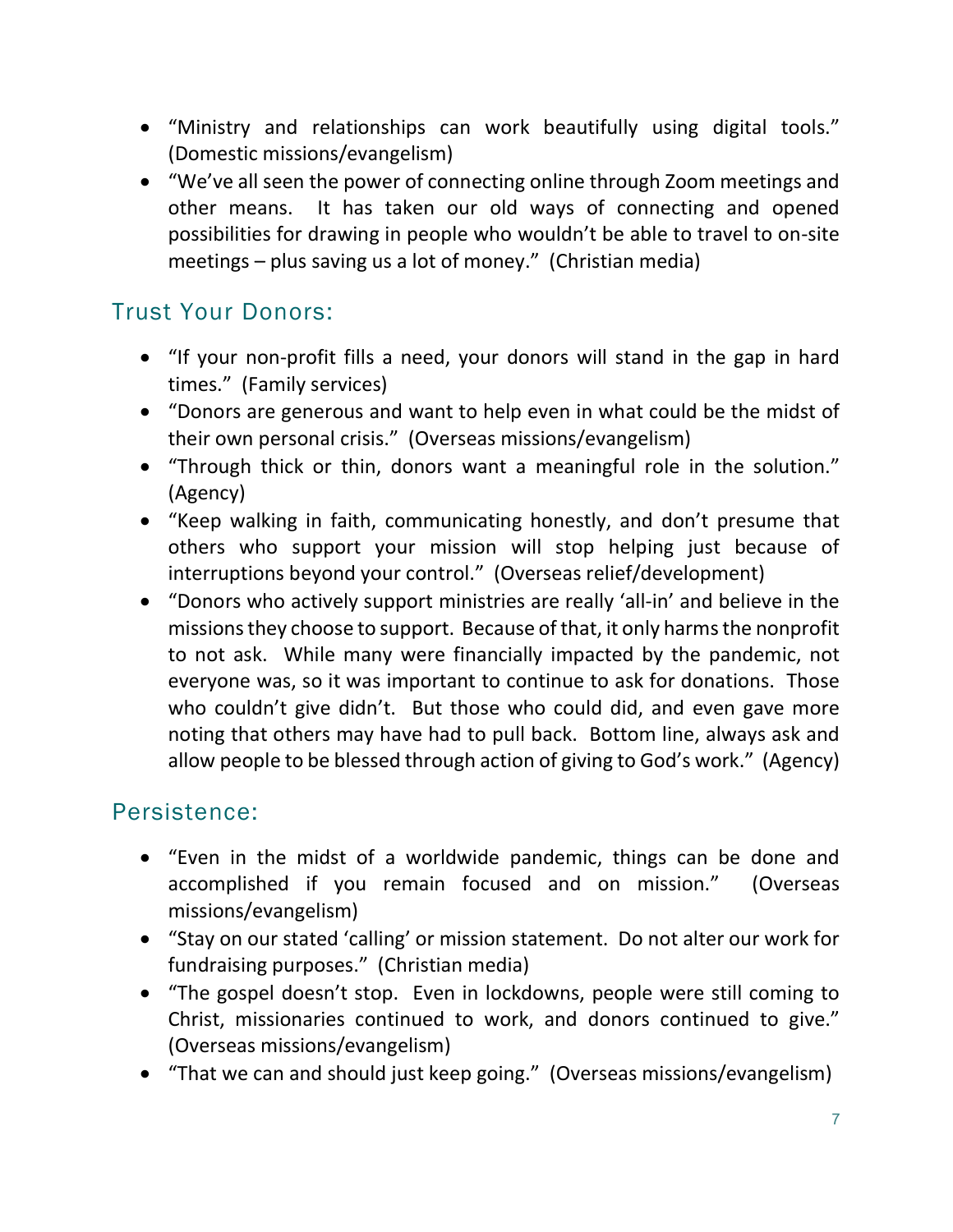- "Ministry and relationships can work beautifully using digital tools." (Domestic missions/evangelism)
- "We've all seen the power of connecting online through Zoom meetings and other means. It has taken our old ways of connecting and opened possibilities for drawing in people who wouldn't be able to travel to on-site meetings – plus saving us a lot of money." (Christian media)

## Trust Your Donors:

- "If your non-profit fills a need, your donors will stand in the gap in hard times." (Family services)
- "Donors are generous and want to help even in what could be the midst of their own personal crisis." (Overseas missions/evangelism)
- "Through thick or thin, donors want a meaningful role in the solution." (Agency)
- "Keep walking in faith, communicating honestly, and don't presume that others who support your mission will stop helping just because of interruptions beyond your control." (Overseas relief/development)
- "Donors who actively support ministries are really 'all-in' and believe in the missions they choose to support. Because of that, it only harms the nonprofit to not ask. While many were financially impacted by the pandemic, not everyone was, so it was important to continue to ask for donations. Those who couldn't give didn't. But those who could did, and even gave more noting that others may have had to pull back. Bottom line, always ask and allow people to be blessed through action of giving to God's work." (Agency)

## Persistence:

- "Even in the midst of a worldwide pandemic, things can be done and accomplished if you remain focused and on mission." (Overseas missions/evangelism)
- "Stay on our stated 'calling' or mission statement. Do not alter our work for fundraising purposes." (Christian media)
- "The gospel doesn't stop. Even in lockdowns, people were still coming to Christ, missionaries continued to work, and donors continued to give." (Overseas missions/evangelism)
- "That we can and should just keep going." (Overseas missions/evangelism)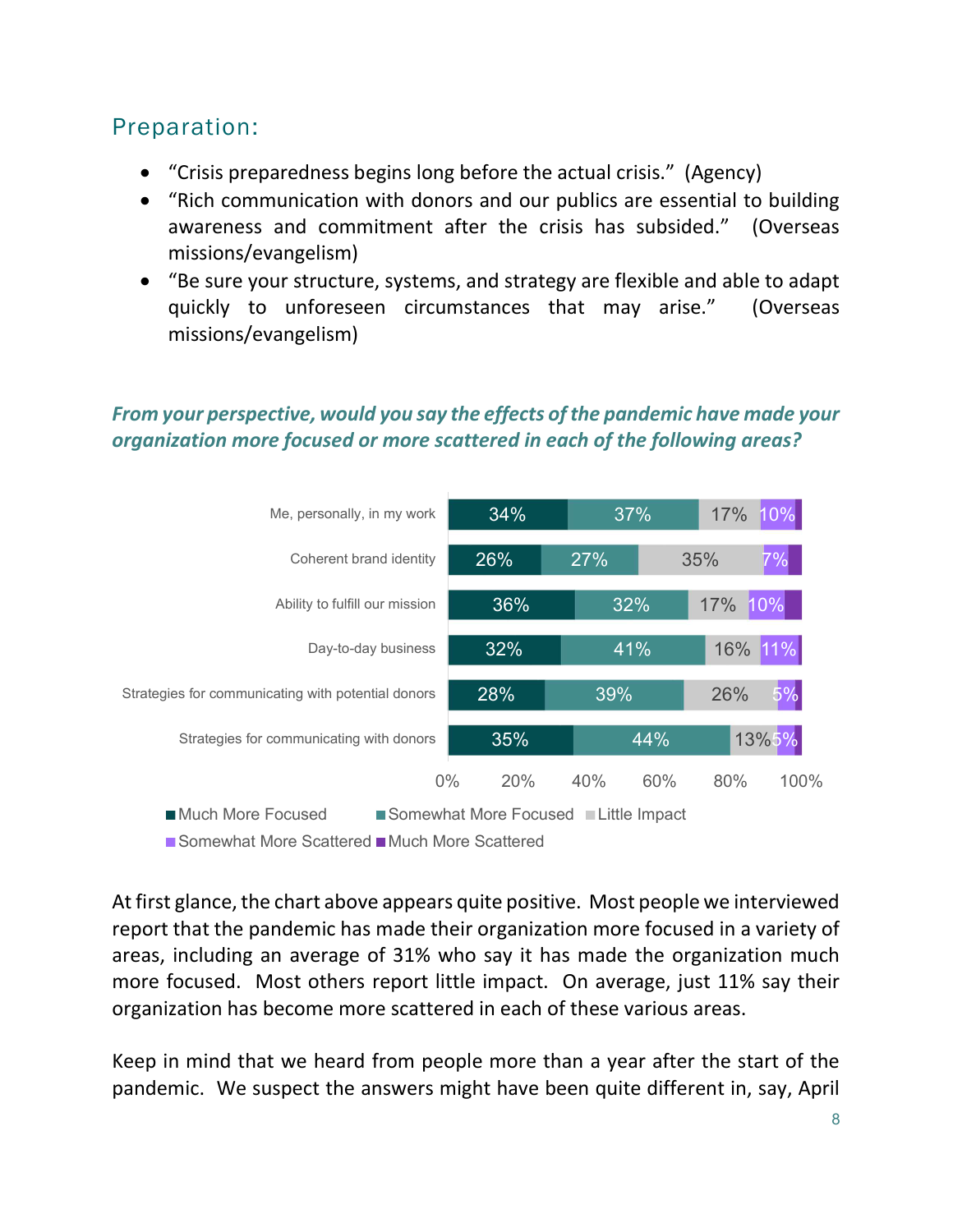## Preparation:

- "Crisis preparedness begins long before the actual crisis." (Agency)
- "Rich communication with donors and our publics are essential to building awareness and commitment after the crisis has subsided." (Overseas missions/evangelism)
- "Be sure your structure, systems, and strategy are flexible and able to adapt quickly to unforeseen circumstances that may arise." (Overseas missions/evangelism)

***From your perspective, would you say the effects of the pandemic have made your organization more focused or more scattered in each of the following areas?***

| | Much More Focused | Somewhat More Focused | Little Impact | Somewhat More Scattered | Much More Scattered |
|---|---|---|---|---|---|
| Me, personally, in my work | 34% | 37% | 17% | 10% | |
| Coherent brand identity | 26% | 27% | 35% | 7% | |
| Ability to fulfill our mission | 36% | 32% | 17% | 10% | |
| Day-to-day business | 32% | 41% | 16% | 11% | |
| Strategies for communicating with potential donors | 28% | 39% | 26% | 5% | |
| Strategies for communicating with donors | 35% | 44% | 13% | 5% | |

At first glance, the chart above appears quite positive. Most people we interviewed report that the pandemic has made their organization more focused in a variety of areas, including an average of 31% who say it has made the organization much more focused. Most others report little impact. On average, just 11% say their organization has become more scattered in each of these various areas.

Keep in mind that we heard from people more than a year after the start of the pandemic. We suspect the answers might have been quite different in, say, April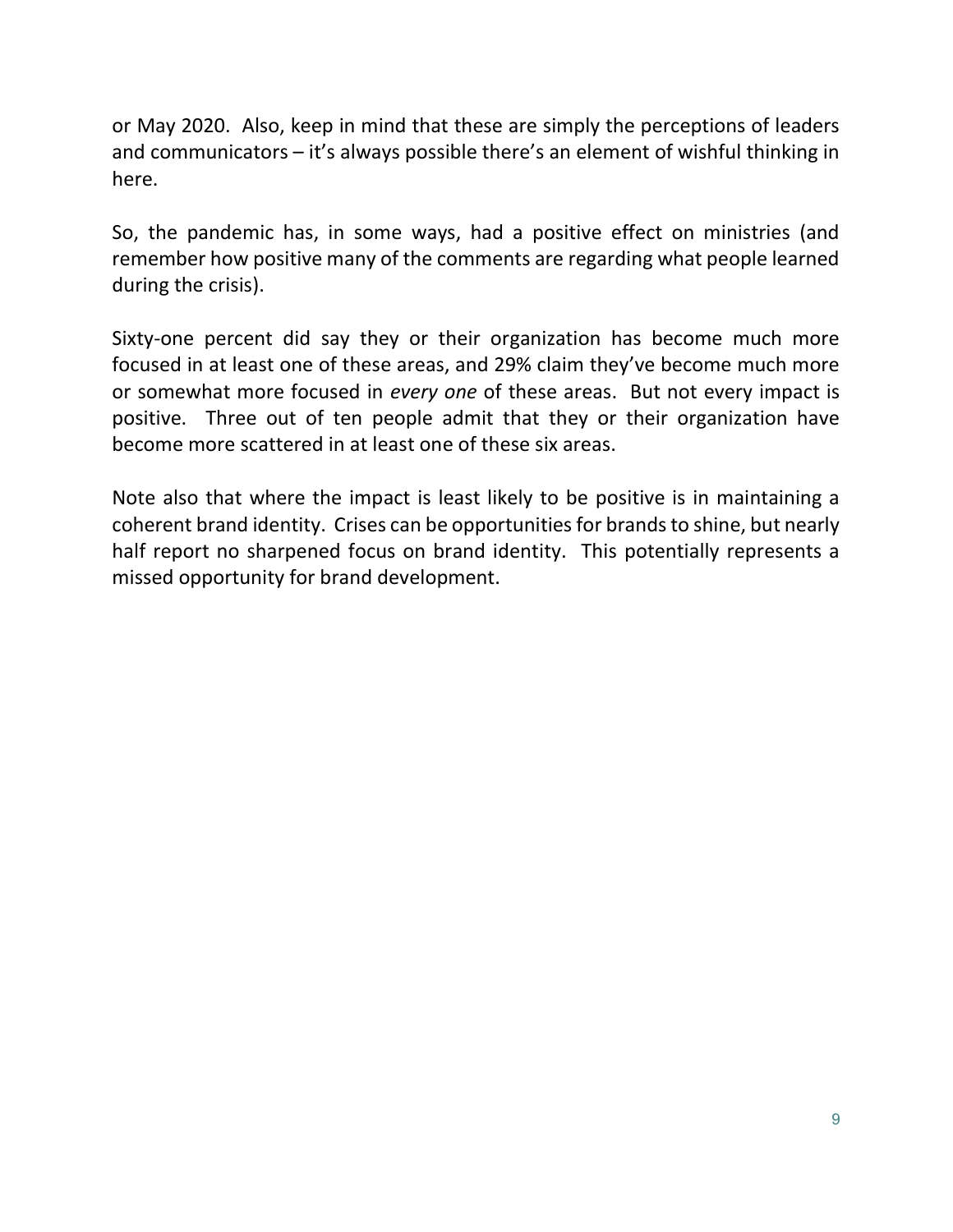or May 2020. Also, keep in mind that these are simply the perceptions of leaders and communicators – it's always possible there's an element of wishful thinking in here.

So, the pandemic has, in some ways, had a positive effect on ministries (and remember how positive many of the comments are regarding what people learned during the crisis).

Sixty-one percent did say they or their organization has become much more focused in at least one of these areas, and 29% claim they've become much more or somewhat more focused in *every one* of these areas. But not every impact is positive. Three out of ten people admit that they or their organization have become more scattered in at least one of these six areas.

Note also that where the impact is least likely to be positive is in maintaining a coherent brand identity. Crises can be opportunities for brands to shine, but nearly half report no sharpened focus on brand identity. This potentially represents a missed opportunity for brand development.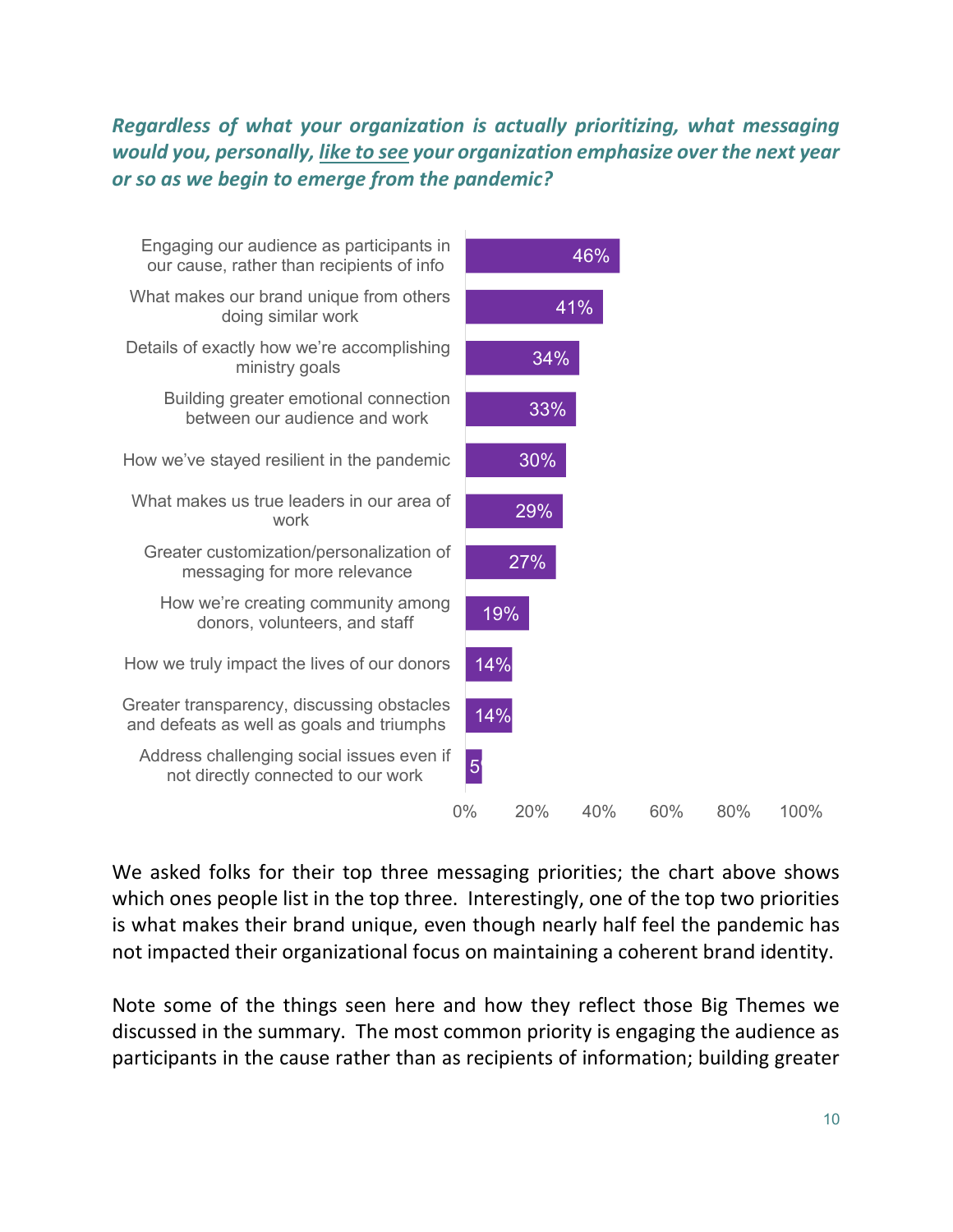***Regardless of what your organization is actually prioritizing, what messaging would you, personally, <u>like to see</u> your organization emphasize over the next year or so as we begin to emerge from the pandemic?***

| Messaging | % |
| --- | --- |
| Engaging our audience as participants in our cause, rather than recipients of info | 46% |
| What makes our brand unique from others doing similar work | 41% |
| Details of exactly how we're accomplishing ministry goals | 34% |
| Building greater emotional connection between our audience and work | 33% |
| How we've stayed resilient in the pandemic | 30% |
| What makes us true leaders in our area of work | 29% |
| Greater customization/personalization of messaging for more relevance | 27% |
| How we're creating community among donors, volunteers, and staff | 19% |
| How we truly impact the lives of our donors | 14% |
| Greater transparency, discussing obstacles and defeats as well as goals and triumphs | 14% |
| Address challenging social issues even if not directly connected to our work | 5 |

We asked folks for their top three messaging priorities; the chart above shows which ones people list in the top three. Interestingly, one of the top two priorities is what makes their brand unique, even though nearly half feel the pandemic has not impacted their organizational focus on maintaining a coherent brand identity.

Note some of the things seen here and how they reflect those Big Themes we discussed in the summary. The most common priority is engaging the audience as participants in the cause rather than as recipients of information; building greater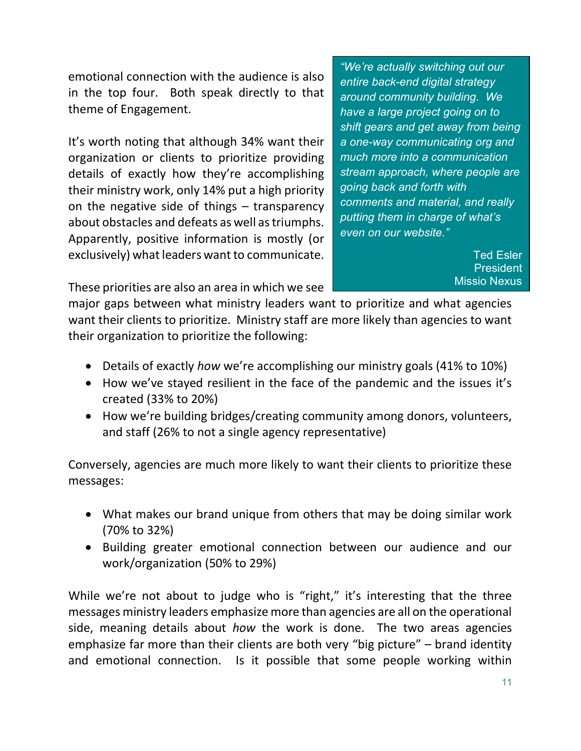emotional connection with the audience is also in the top four. Both speak directly to that theme of Engagement.

It's worth noting that although 34% want their organization or clients to prioritize providing details of exactly how they're accomplishing their ministry work, only 14% put a high priority on the negative side of things – transparency about obstacles and defeats as well as triumphs. Apparently, positive information is mostly (or exclusively) what leaders want to communicate.

> *"We're actually switching out our entire back-end digital strategy around community building. We have a large project going on to shift gears and get away from being a one-way communicating org and much more into a communication stream approach, where people are going back and forth with comments and material, and really putting them in charge of what's even on our website."*
>
> Ted Esler
> President
> Missio Nexus

These priorities are also an area in which we see major gaps between what ministry leaders want to prioritize and what agencies want their clients to prioritize. Ministry staff are more likely than agencies to want their organization to prioritize the following:

- Details of exactly *how* we're accomplishing our ministry goals (41% to 10%)
- How we've stayed resilient in the face of the pandemic and the issues it's created (33% to 20%)
- How we're building bridges/creating community among donors, volunteers, and staff (26% to not a single agency representative)

Conversely, agencies are much more likely to want their clients to prioritize these messages:

- What makes our brand unique from others that may be doing similar work (70% to 32%)
- Building greater emotional connection between our audience and our work/organization (50% to 29%)

While we're not about to judge who is "right," it's interesting that the three messages ministry leaders emphasize more than agencies are all on the operational side, meaning details about *how* the work is done. The two areas agencies emphasize far more than their clients are both very "big picture" – brand identity and emotional connection. Is it possible that some people working within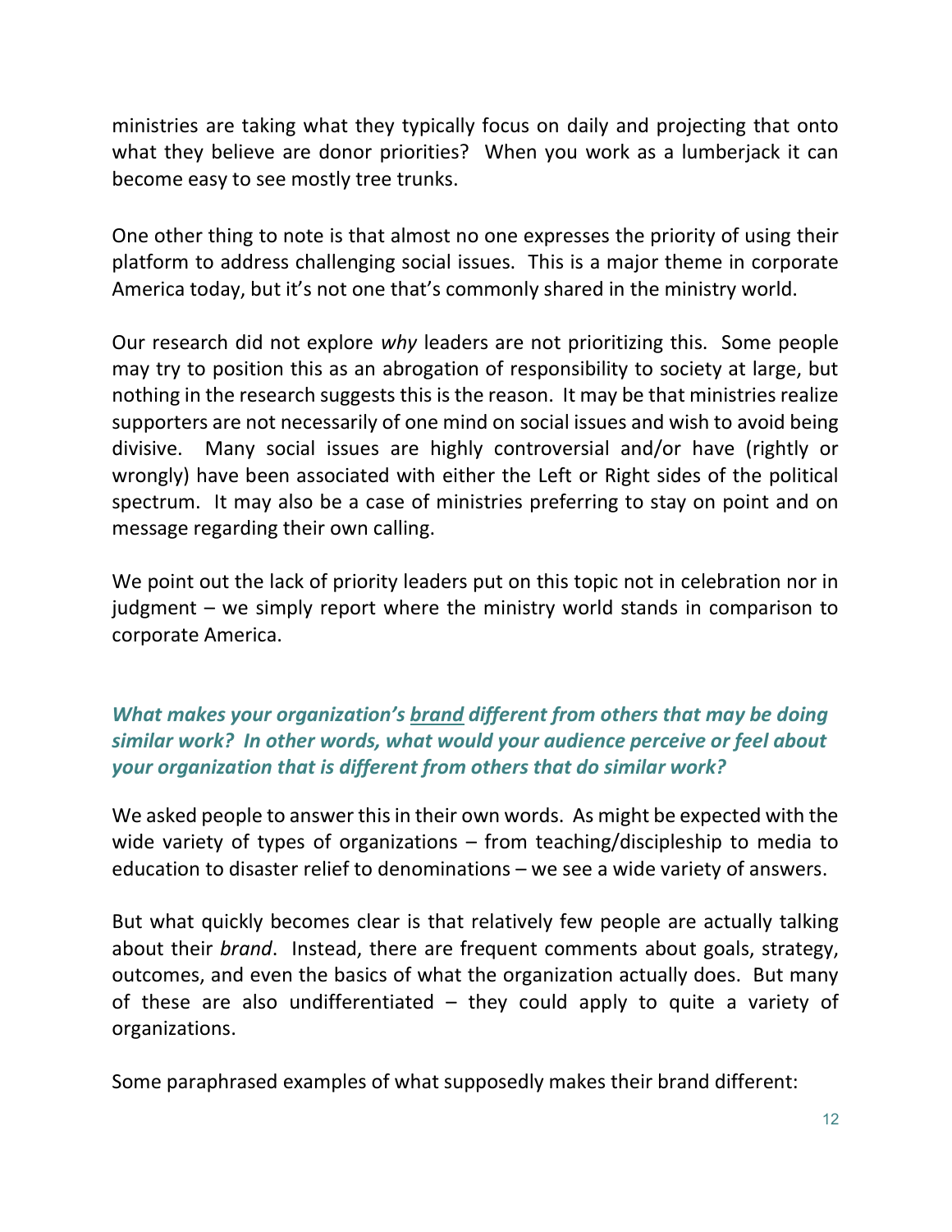ministries are taking what they typically focus on daily and projecting that onto what they believe are donor priorities? When you work as a lumberjack it can become easy to see mostly tree trunks.

One other thing to note is that almost no one expresses the priority of using their platform to address challenging social issues. This is a major theme in corporate America today, but it's not one that's commonly shared in the ministry world.

Our research did not explore *why* leaders are not prioritizing this. Some people may try to position this as an abrogation of responsibility to society at large, but nothing in the research suggests this is the reason. It may be that ministries realize supporters are not necessarily of one mind on social issues and wish to avoid being divisive. Many social issues are highly controversial and/or have (rightly or wrongly) have been associated with either the Left or Right sides of the political spectrum. It may also be a case of ministries preferring to stay on point and on message regarding their own calling.

We point out the lack of priority leaders put on this topic not in celebration nor in judgment – we simply report where the ministry world stands in comparison to corporate America.

### *What makes your organization's <u>brand</u> different from others that may be doing similar work? In other words, what would your audience perceive or feel about your organization that is different from others that do similar work?*

We asked people to answer this in their own words. As might be expected with the wide variety of types of organizations – from teaching/discipleship to media to education to disaster relief to denominations – we see a wide variety of answers.

But what quickly becomes clear is that relatively few people are actually talking about their *brand*. Instead, there are frequent comments about goals, strategy, outcomes, and even the basics of what the organization actually does. But many of these are also undifferentiated – they could apply to quite a variety of organizations.

Some paraphrased examples of what supposedly makes their brand different: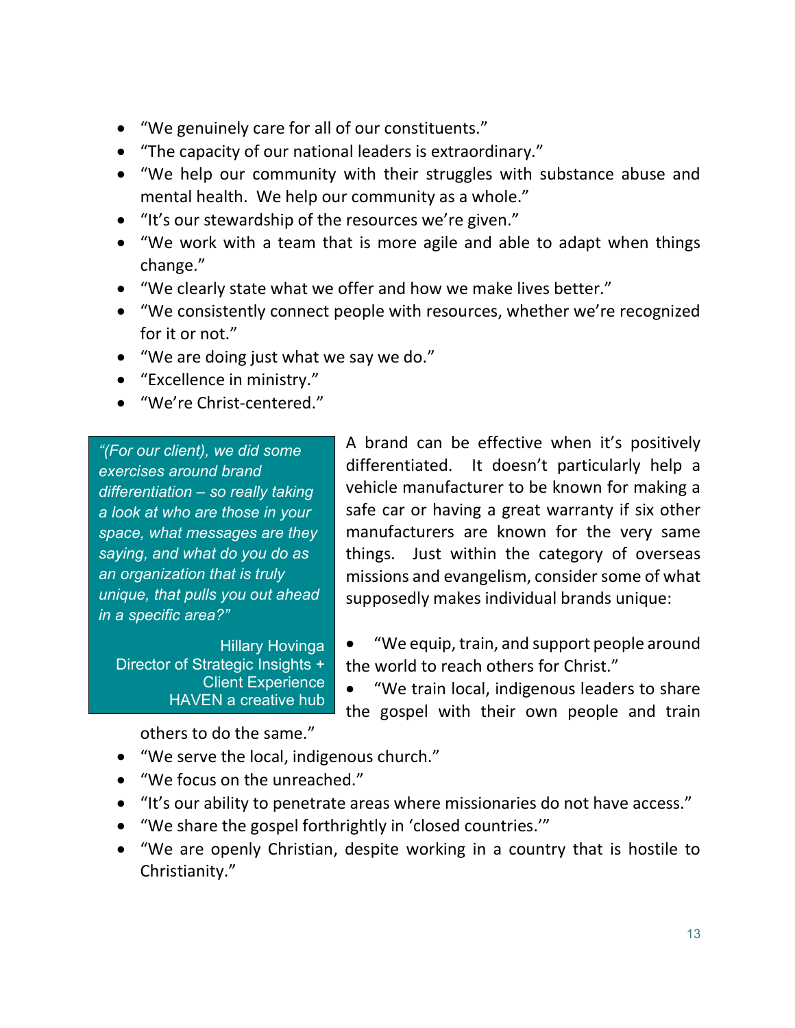- "We genuinely care for all of our constituents."
- "The capacity of our national leaders is extraordinary."
- "We help our community with their struggles with substance abuse and mental health. We help our community as a whole."
- "It's our stewardship of the resources we're given."
- "We work with a team that is more agile and able to adapt when things change."
- "We clearly state what we offer and how we make lives better."
- "We consistently connect people with resources, whether we're recognized for it or not."
- "We are doing just what we say we do."
- "Excellence in ministry."
- "We're Christ-centered."

> *"(For our client), we did some exercises around brand differentiation – so really taking a look at who are those in your space, what messages are they saying, and what do you do as an organization that is truly unique, that pulls you out ahead in a specific area?"*
>
> Hillary Hovinga
> Director of Strategic Insights + Client Experience
> HAVEN a creative hub

A brand can be effective when it's positively differentiated. It doesn't particularly help a vehicle manufacturer to be known for making a safe car or having a great warranty if six other manufacturers are known for the very same things. Just within the category of overseas missions and evangelism, consider some of what supposedly makes individual brands unique:

- "We equip, train, and support people around the world to reach others for Christ."
- "We train local, indigenous leaders to share the gospel with their own people and train others to do the same."
- "We serve the local, indigenous church."
- "We focus on the unreached."
- "It's our ability to penetrate areas where missionaries do not have access."
- "We share the gospel forthrightly in 'closed countries.'"
- "We are openly Christian, despite working in a country that is hostile to Christianity."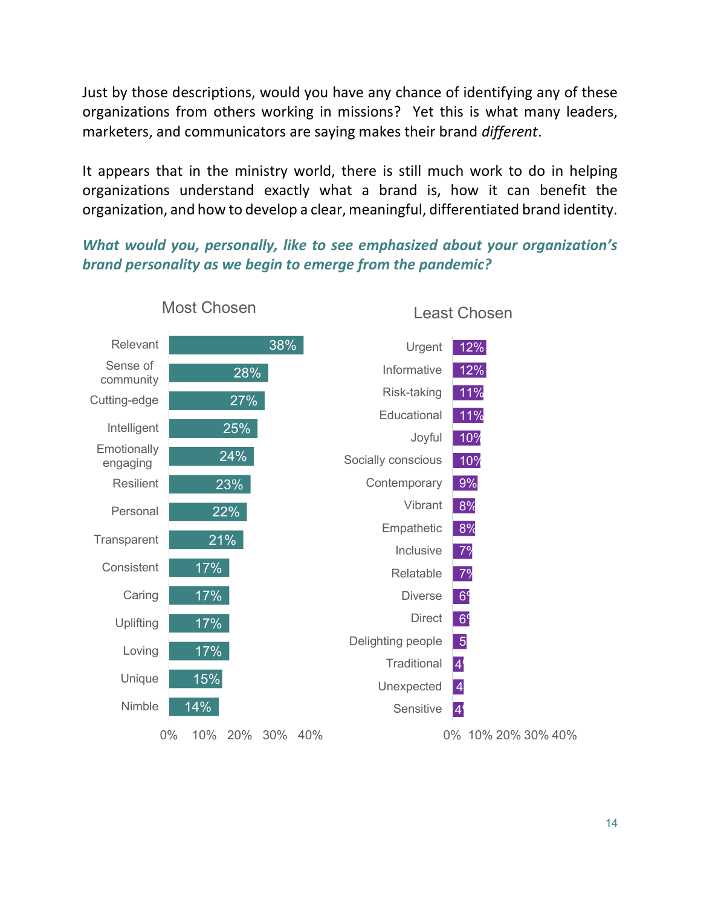Just by those descriptions, would you have any chance of identifying any of these organizations from others working in missions? Yet this is what many leaders, marketers, and communicators are saying makes their brand *different*.

It appears that in the ministry world, there is still much work to do in helping organizations understand exactly what a brand is, how it can benefit the organization, and how to develop a clear, meaningful, differentiated brand identity.

***What would you, personally, like to see emphasized about your organization's brand personality as we begin to emerge from the pandemic?***

**Most Chosen**

| Attribute | Percentage |
|---|---|
| Relevant | 38% |
| Sense of community | 28% |
| Cutting-edge | 27% |
| Intelligent | 25% |
| Emotionally engaging | 24% |
| Resilient | 23% |
| Personal | 22% |
| Transparent | 21% |
| Consistent | 17% |
| Caring | 17% |
| Uplifting | 17% |
| Loving | 17% |
| Unique | 15% |
| Nimble | 14% |

**Least Chosen**

| Attribute | Percentage |
|---|---|
| Urgent | 12% |
| Informative | 12% |
| Risk-taking | 11% |
| Educational | 11% |
| Joyful | 10% |
| Socially conscious | 10% |
| Contemporary | 9% |
| Vibrant | 8% |
| Empathetic | 8% |
| Inclusive | 7% |
| Relatable | 7% |
| Diverse | 6% |
| Direct | 6% |
| Delighting people | 5% |
| Traditional | 4% |
| Unexpected | 4% |
| Sensitive | 4% |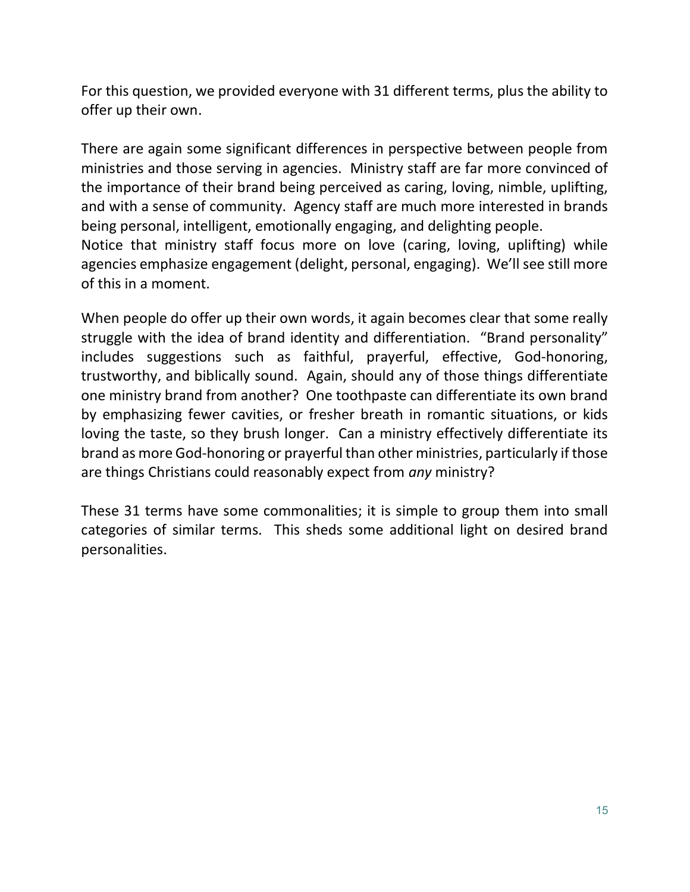For this question, we provided everyone with 31 different terms, plus the ability to offer up their own.

There are again some significant differences in perspective between people from ministries and those serving in agencies. Ministry staff are far more convinced of the importance of their brand being perceived as caring, loving, nimble, uplifting, and with a sense of community. Agency staff are much more interested in brands being personal, intelligent, emotionally engaging, and delighting people.
Notice that ministry staff focus more on love (caring, loving, uplifting) while agencies emphasize engagement (delight, personal, engaging). We'll see still more of this in a moment.

When people do offer up their own words, it again becomes clear that some really struggle with the idea of brand identity and differentiation. "Brand personality" includes suggestions such as faithful, prayerful, effective, God-honoring, trustworthy, and biblically sound. Again, should any of those things differentiate one ministry brand from another? One toothpaste can differentiate its own brand by emphasizing fewer cavities, or fresher breath in romantic situations, or kids loving the taste, so they brush longer. Can a ministry effectively differentiate its brand as more God-honoring or prayerful than other ministries, particularly if those are things Christians could reasonably expect from *any* ministry?

These 31 terms have some commonalities; it is simple to group them into small categories of similar terms. This sheds some additional light on desired brand personalities.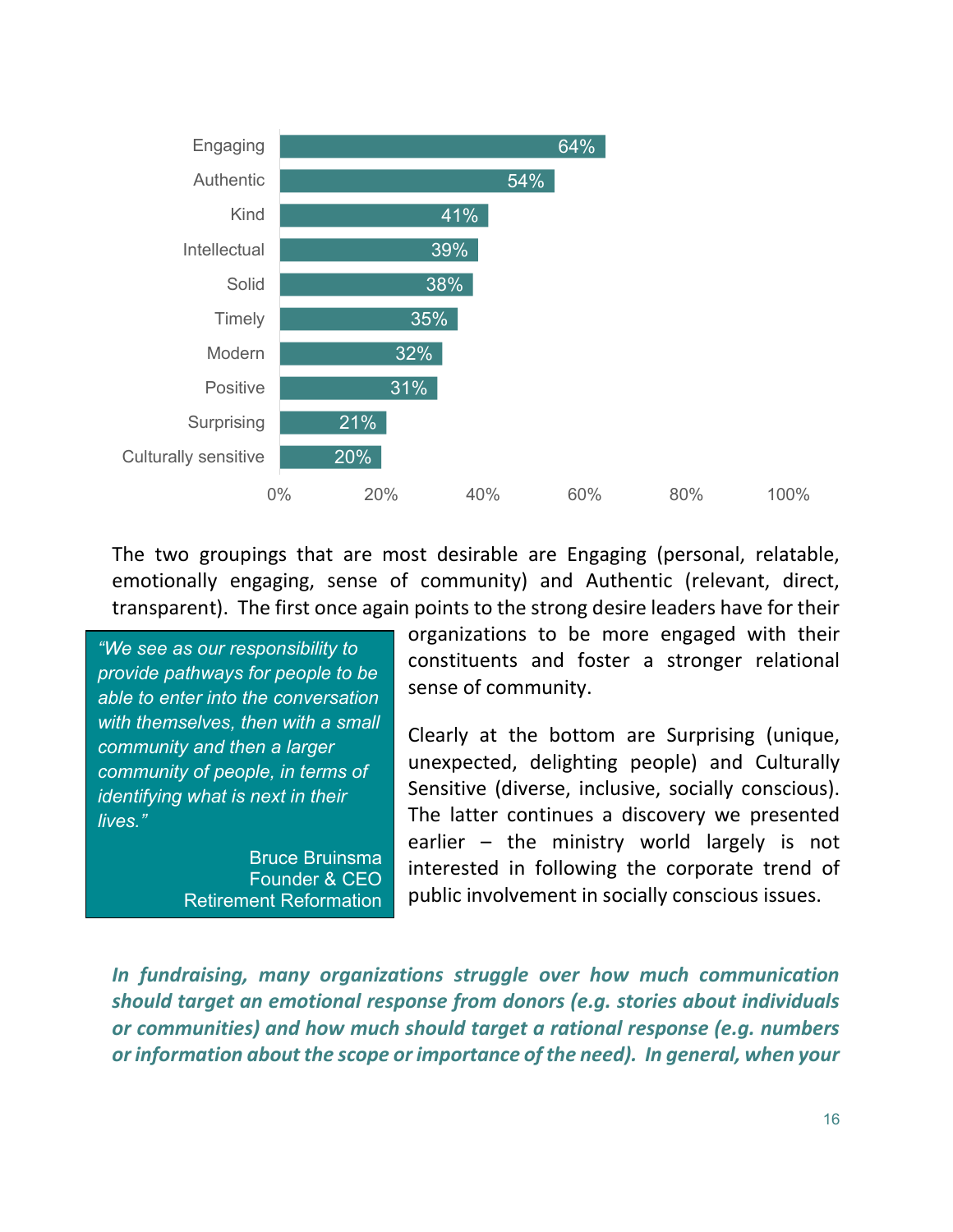| Attribute | Percentage |
| --- | --- |
| Engaging | 64% |
| Authentic | 54% |
| Kind | 41% |
| Intellectual | 39% |
| Solid | 38% |
| Timely | 35% |
| Modern | 32% |
| Positive | 31% |
| Surprising | 21% |
| Culturally sensitive | 20% |

The two groupings that are most desirable are Engaging (personal, relatable, emotionally engaging, sense of community) and Authentic (relevant, direct, transparent). The first once again points to the strong desire leaders have for their organizations to be more engaged with their constituents and foster a stronger relational sense of community.

> *"We see as our responsibility to provide pathways for people to be able to enter into the conversation with themselves, then with a small community and then a larger community of people, in terms of identifying what is next in their lives."*
>
> Bruce Bruinsma
> Founder & CEO
> Retirement Reformation

Clearly at the bottom are Surprising (unique, unexpected, delighting people) and Culturally Sensitive (diverse, inclusive, socially conscious). The latter continues a discovery we presented earlier – the ministry world largely is not interested in following the corporate trend of public involvement in socially conscious issues.

***In fundraising, many organizations struggle over how much communication should target an emotional response from donors (e.g. stories about individuals or communities) and how much should target a rational response (e.g. numbers or information about the scope or importance of the need). In general, when your***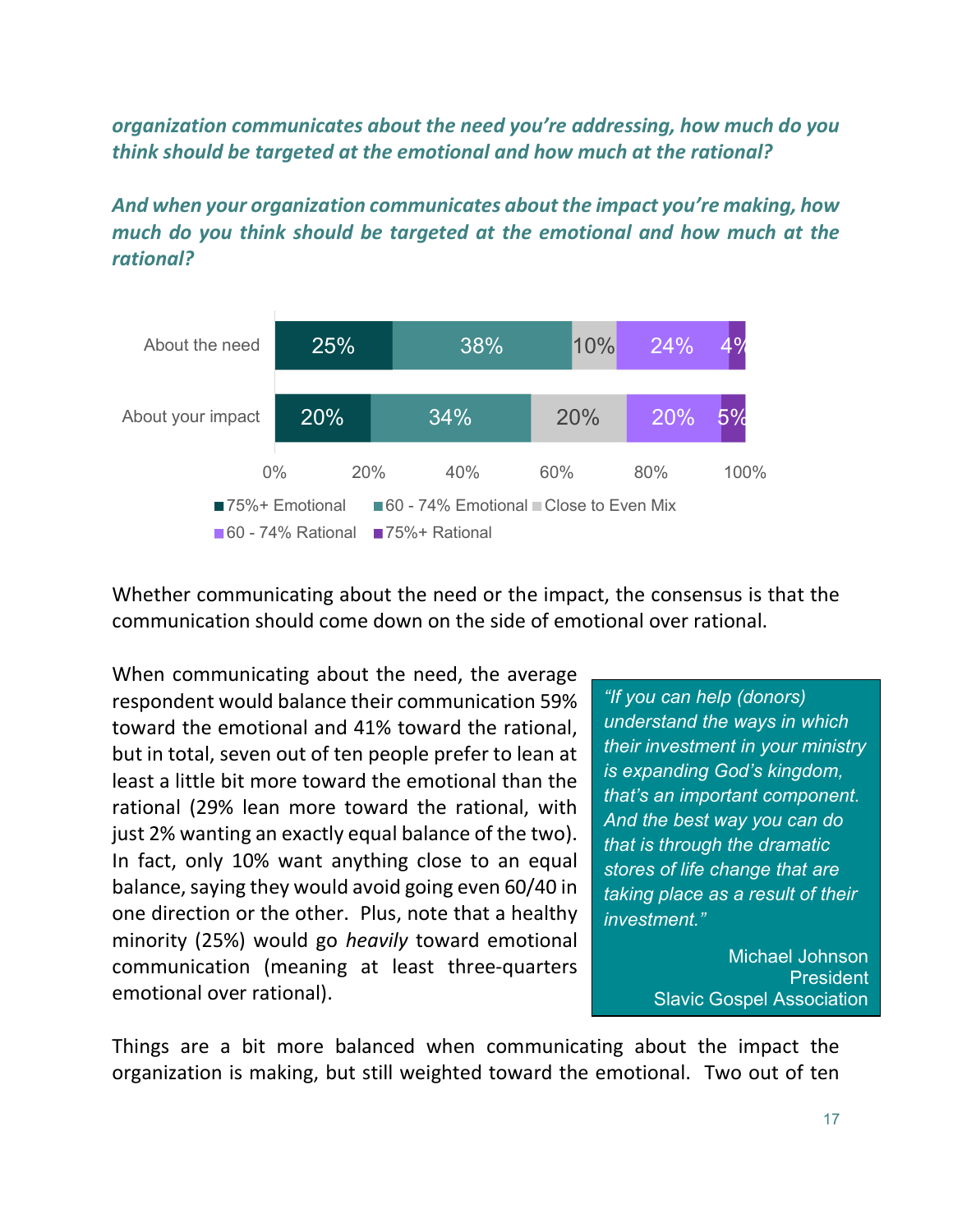***organization communicates about the need you're addressing, how much do you think should be targeted at the emotional and how much at the rational?***

***And when your organization communicates about the impact you're making, how much do you think should be targeted at the emotional and how much at the rational?***

| | 75%+ Emotional | 60 - 74% Emotional | Close to Even Mix | 60 - 74% Rational | 75%+ Rational |
|---|---|---|---|---|---|
| About the need | 25% | 38% | 10% | 24% | 4% |
| About your impact | 20% | 34% | 20% | 20% | 5% |

Whether communicating about the need or the impact, the consensus is that the communication should come down on the side of emotional over rational.

When communicating about the need, the average respondent would balance their communication 59% toward the emotional and 41% toward the rational, but in total, seven out of ten people prefer to lean at least a little bit more toward the emotional than the rational (29% lean more toward the rational, with just 2% wanting an exactly equal balance of the two). In fact, only 10% want anything close to an equal balance, saying they would avoid going even 60/40 in one direction or the other. Plus, note that a healthy minority (25%) would go *heavily* toward emotional communication (meaning at least three-quarters emotional over rational).

> *"If you can help (donors) understand the ways in which their investment in your ministry is expanding God's kingdom, that's an important component. And the best way you can do that is through the dramatic stores of life change that are taking place as a result of their investment."*
>
> Michael Johnson
> President
> Slavic Gospel Association

Things are a bit more balanced when communicating about the impact the organization is making, but still weighted toward the emotional. Two out of ten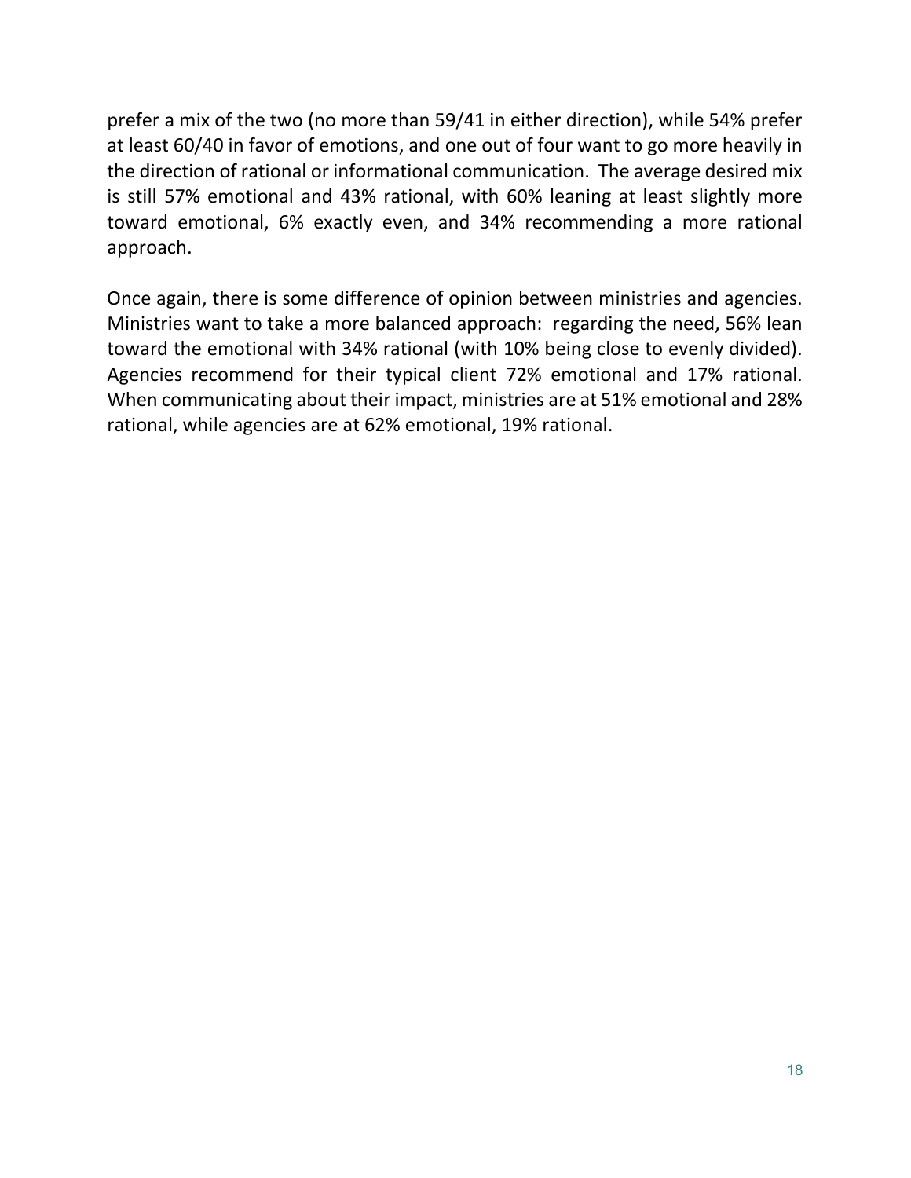prefer a mix of the two (no more than 59/41 in either direction), while 54% prefer at least 60/40 in favor of emotions, and one out of four want to go more heavily in the direction of rational or informational communication. The average desired mix is still 57% emotional and 43% rational, with 60% leaning at least slightly more toward emotional, 6% exactly even, and 34% recommending a more rational approach.

Once again, there is some difference of opinion between ministries and agencies. Ministries want to take a more balanced approach: regarding the need, 56% lean toward the emotional with 34% rational (with 10% being close to evenly divided). Agencies recommend for their typical client 72% emotional and 17% rational. When communicating about their impact, ministries are at 51% emotional and 28% rational, while agencies are at 62% emotional, 19% rational.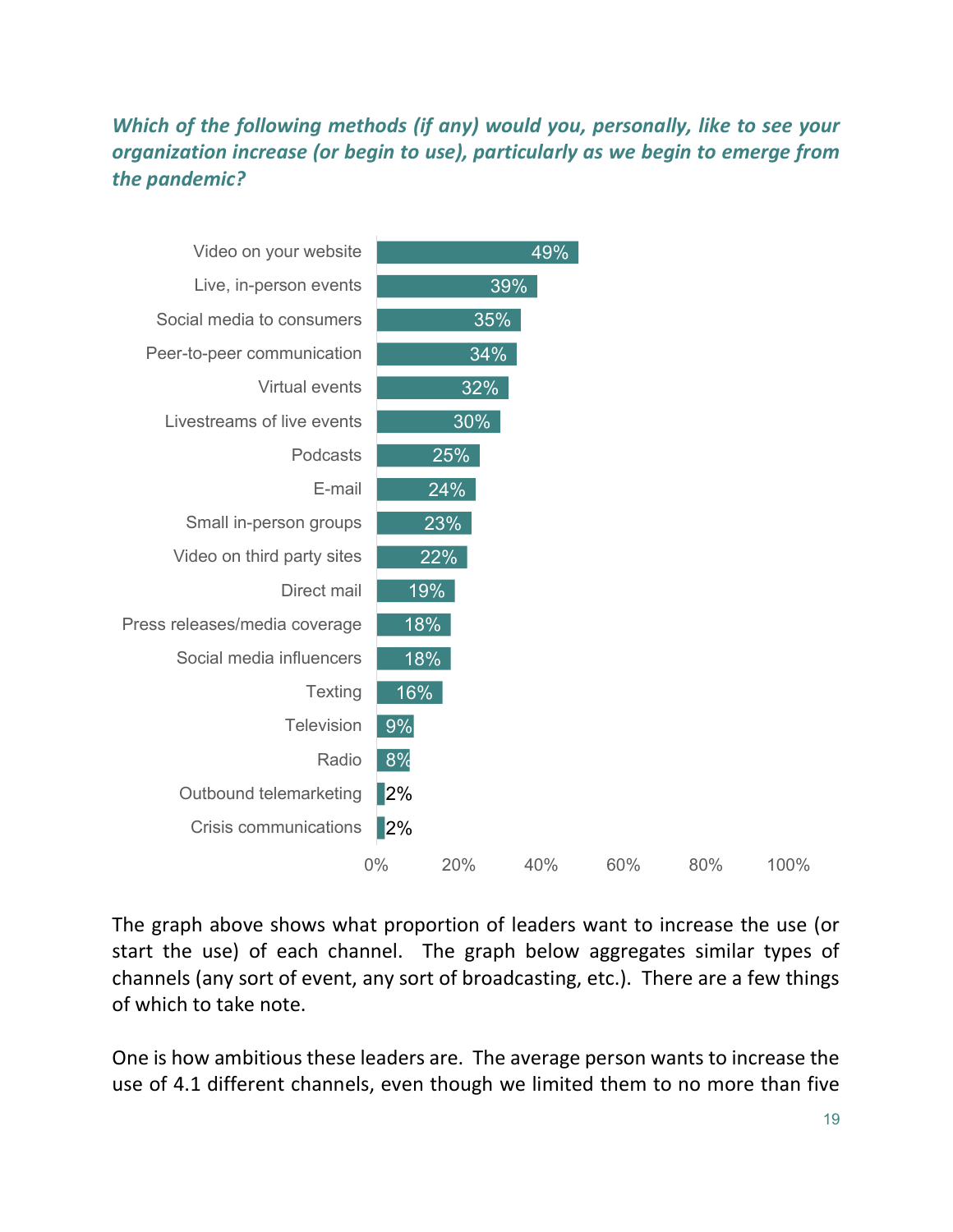***Which of the following methods (if any) would you, personally, like to see your organization increase (or begin to use), particularly as we begin to emerge from the pandemic?***

| Method | Percentage |
|---|---|
| Video on your website | 49% |
| Live, in-person events | 39% |
| Social media to consumers | 35% |
| Peer-to-peer communication | 34% |
| Virtual events | 32% |
| Livestreams of live events | 30% |
| Podcasts | 25% |
| E-mail | 24% |
| Small in-person groups | 23% |
| Video on third party sites | 22% |
| Direct mail | 19% |
| Press releases/media coverage | 18% |
| Social media influencers | 18% |
| Texting | 16% |
| Television | 9% |
| Radio | 8% |
| Outbound telemarketing | 2% |
| Crisis communications | 2% |

The graph above shows what proportion of leaders want to increase the use (or start the use) of each channel. The graph below aggregates similar types of channels (any sort of event, any sort of broadcasting, etc.). There are a few things of which to take note.

One is how ambitious these leaders are. The average person wants to increase the use of 4.1 different channels, even though we limited them to no more than five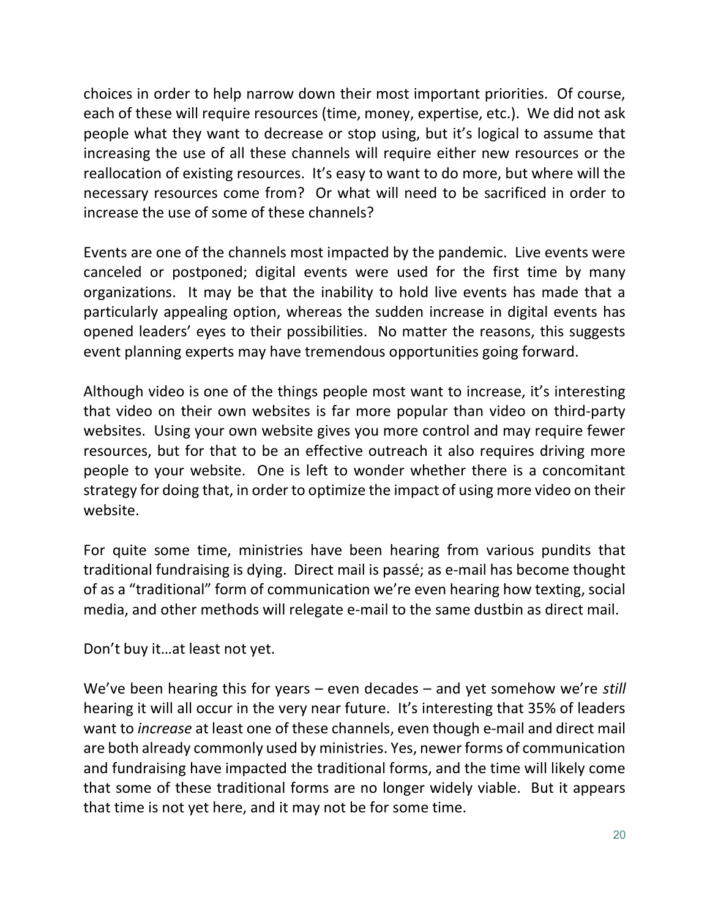choices in order to help narrow down their most important priorities. Of course, each of these will require resources (time, money, expertise, etc.). We did not ask people what they want to decrease or stop using, but it's logical to assume that increasing the use of all these channels will require either new resources or the reallocation of existing resources. It's easy to want to do more, but where will the necessary resources come from? Or what will need to be sacrificed in order to increase the use of some of these channels?

Events are one of the channels most impacted by the pandemic. Live events were canceled or postponed; digital events were used for the first time by many organizations. It may be that the inability to hold live events has made that a particularly appealing option, whereas the sudden increase in digital events has opened leaders' eyes to their possibilities. No matter the reasons, this suggests event planning experts may have tremendous opportunities going forward.

Although video is one of the things people most want to increase, it's interesting that video on their own websites is far more popular than video on third-party websites. Using your own website gives you more control and may require fewer resources, but for that to be an effective outreach it also requires driving more people to your website. One is left to wonder whether there is a concomitant strategy for doing that, in order to optimize the impact of using more video on their website.

For quite some time, ministries have been hearing from various pundits that traditional fundraising is dying. Direct mail is passé; as e-mail has become thought of as a "traditional" form of communication we're even hearing how texting, social media, and other methods will relegate e-mail to the same dustbin as direct mail.

Don't buy it…at least not yet.

We've been hearing this for years – even decades – and yet somehow we're *still* hearing it will all occur in the very near future. It's interesting that 35% of leaders want to *increase* at least one of these channels, even though e-mail and direct mail are both already commonly used by ministries. Yes, newer forms of communication and fundraising have impacted the traditional forms, and the time will likely come that some of these traditional forms are no longer widely viable. But it appears that time is not yet here, and it may not be for some time.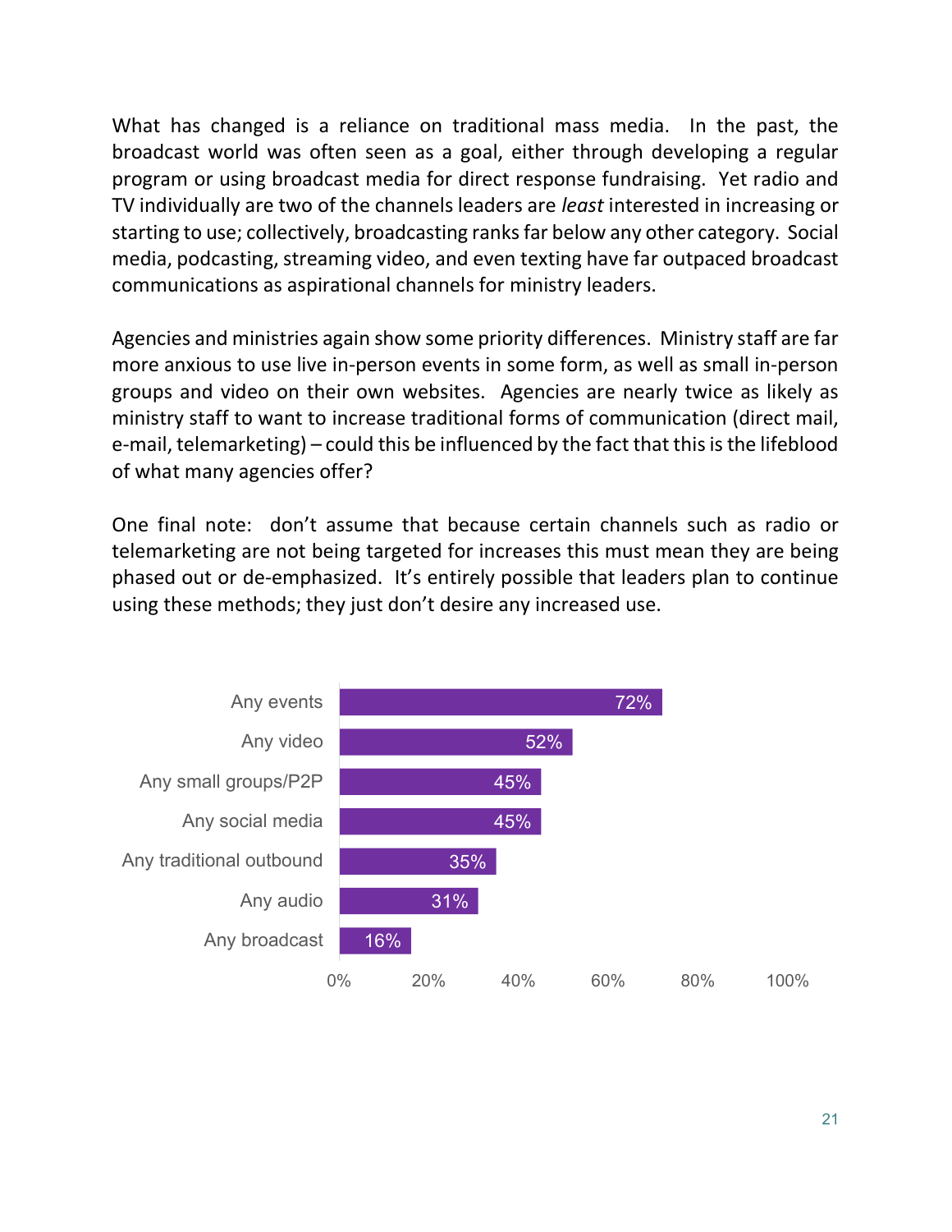What has changed is a reliance on traditional mass media. In the past, the broadcast world was often seen as a goal, either through developing a regular program or using broadcast media for direct response fundraising. Yet radio and TV individually are two of the channels leaders are *least* interested in increasing or starting to use; collectively, broadcasting ranks far below any other category. Social media, podcasting, streaming video, and even texting have far outpaced broadcast communications as aspirational channels for ministry leaders.

Agencies and ministries again show some priority differences. Ministry staff are far more anxious to use live in-person events in some form, as well as small in-person groups and video on their own websites. Agencies are nearly twice as likely as ministry staff to want to increase traditional forms of communication (direct mail, e-mail, telemarketing) – could this be influenced by the fact that this is the lifeblood of what many agencies offer?

One final note: don't assume that because certain channels such as radio or telemarketing are not being targeted for increases this must mean they are being phased out or de-emphasized. It's entirely possible that leaders plan to continue using these methods; they just don't desire any increased use.

| Category | Percentage |
|---|---|
| Any events | 72% |
| Any video | 52% |
| Any small groups/P2P | 45% |
| Any social media | 45% |
| Any traditional outbound | 35% |
| Any audio | 31% |
| Any broadcast | 16% |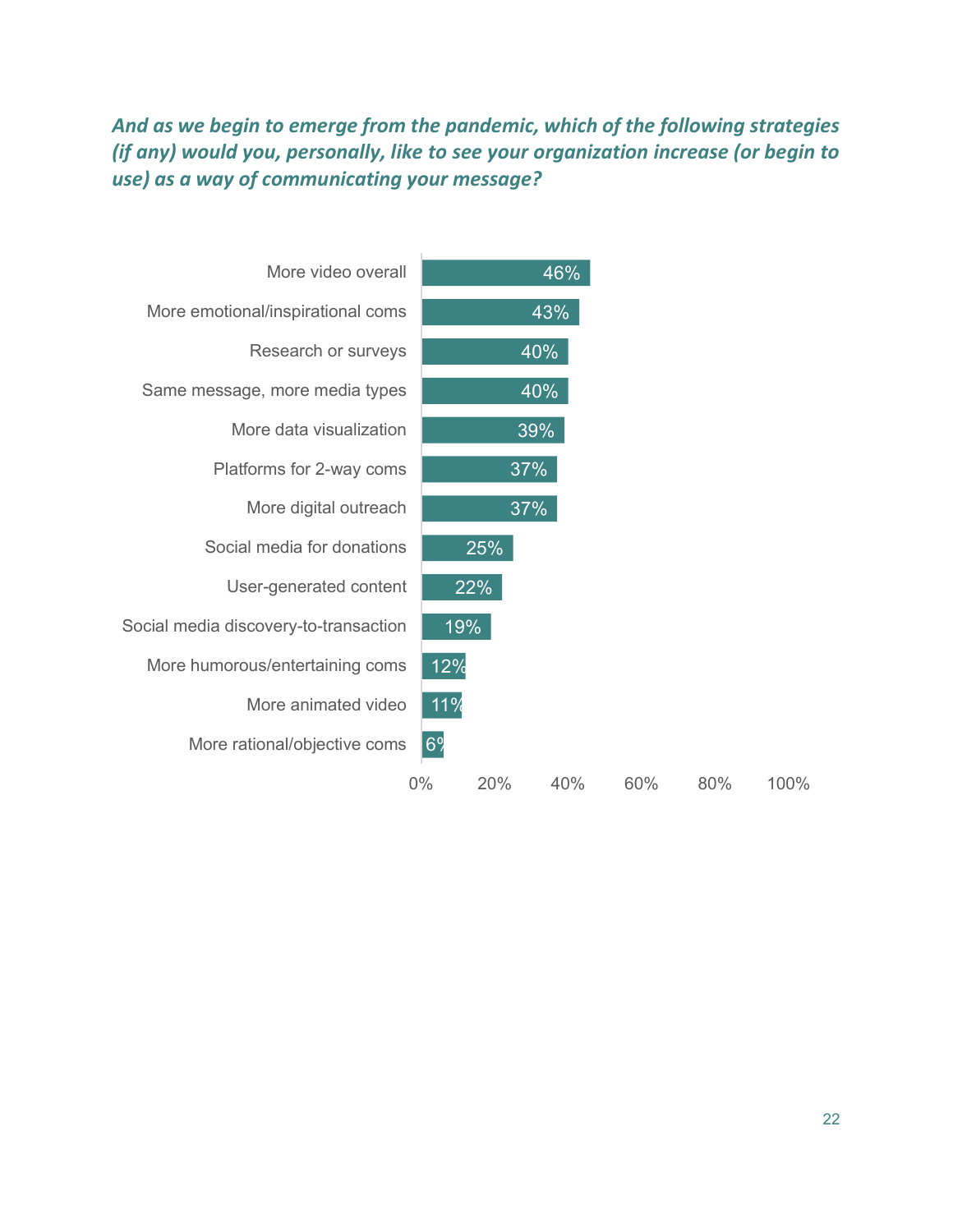*And as we begin to emerge from the pandemic, which of the following strategies (if any) would you, personally, like to see your organization increase (or begin to use) as a way of communicating your message?*

| Strategy | Percentage |
|---|---|
| More video overall | 46% |
| More emotional/inspirational coms | 43% |
| Research or surveys | 40% |
| Same message, more media types | 40% |
| More data visualization | 39% |
| Platforms for 2-way coms | 37% |
| More digital outreach | 37% |
| Social media for donations | 25% |
| User-generated content | 22% |
| Social media discovery-to-transaction | 19% |
| More humorous/entertaining coms | 12% |
| More animated video | 11% |
| More rational/objective coms | 6% |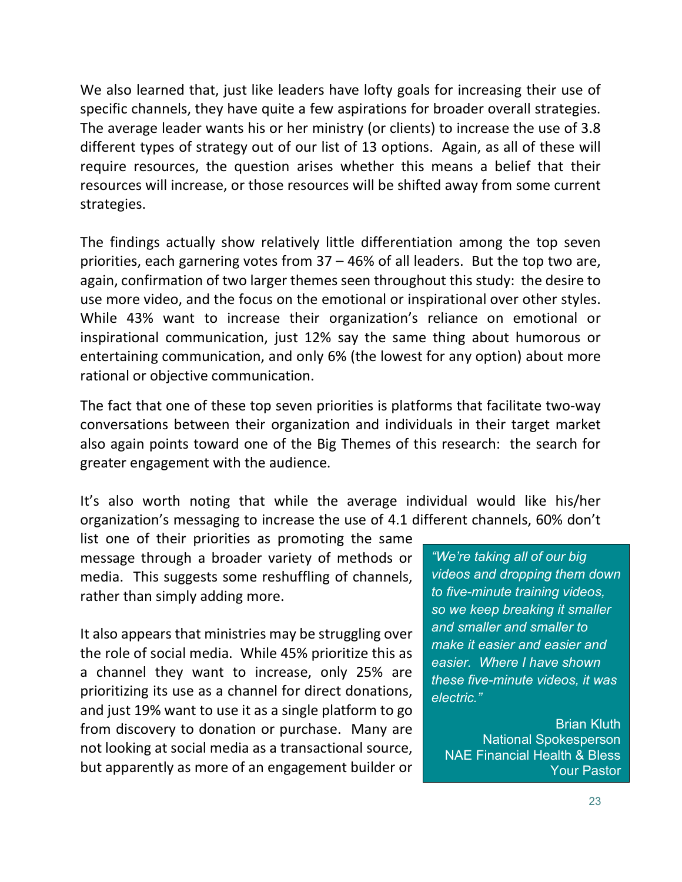We also learned that, just like leaders have lofty goals for increasing their use of specific channels, they have quite a few aspirations for broader overall strategies. The average leader wants his or her ministry (or clients) to increase the use of 3.8 different types of strategy out of our list of 13 options. Again, as all of these will require resources, the question arises whether this means a belief that their resources will increase, or those resources will be shifted away from some current strategies.

The findings actually show relatively little differentiation among the top seven priorities, each garnering votes from 37 – 46% of all leaders. But the top two are, again, confirmation of two larger themes seen throughout this study: the desire to use more video, and the focus on the emotional or inspirational over other styles. While 43% want to increase their organization's reliance on emotional or inspirational communication, just 12% say the same thing about humorous or entertaining communication, and only 6% (the lowest for any option) about more rational or objective communication.

The fact that one of these top seven priorities is platforms that facilitate two-way conversations between their organization and individuals in their target market also again points toward one of the Big Themes of this research: the search for greater engagement with the audience.

It's also worth noting that while the average individual would like his/her organization's messaging to increase the use of 4.1 different channels, 60% don't list one of their priorities as promoting the same message through a broader variety of methods or media. This suggests some reshuffling of channels, rather than simply adding more.

It also appears that ministries may be struggling over the role of social media. While 45% prioritize this as a channel they want to increase, only 25% are prioritizing its use as a channel for direct donations, and just 19% want to use it as a single platform to go from discovery to donation or purchase. Many are not looking at social media as a transactional source, but apparently as more of an engagement builder or

> *"We're taking all of our big videos and dropping them down to five-minute training videos, so we keep breaking it smaller and smaller and smaller to make it easier and easier and easier. Where I have shown these five-minute videos, it was electric."*
>
> Brian Kluth
> National Spokesperson
> NAE Financial Health & Bless Your Pastor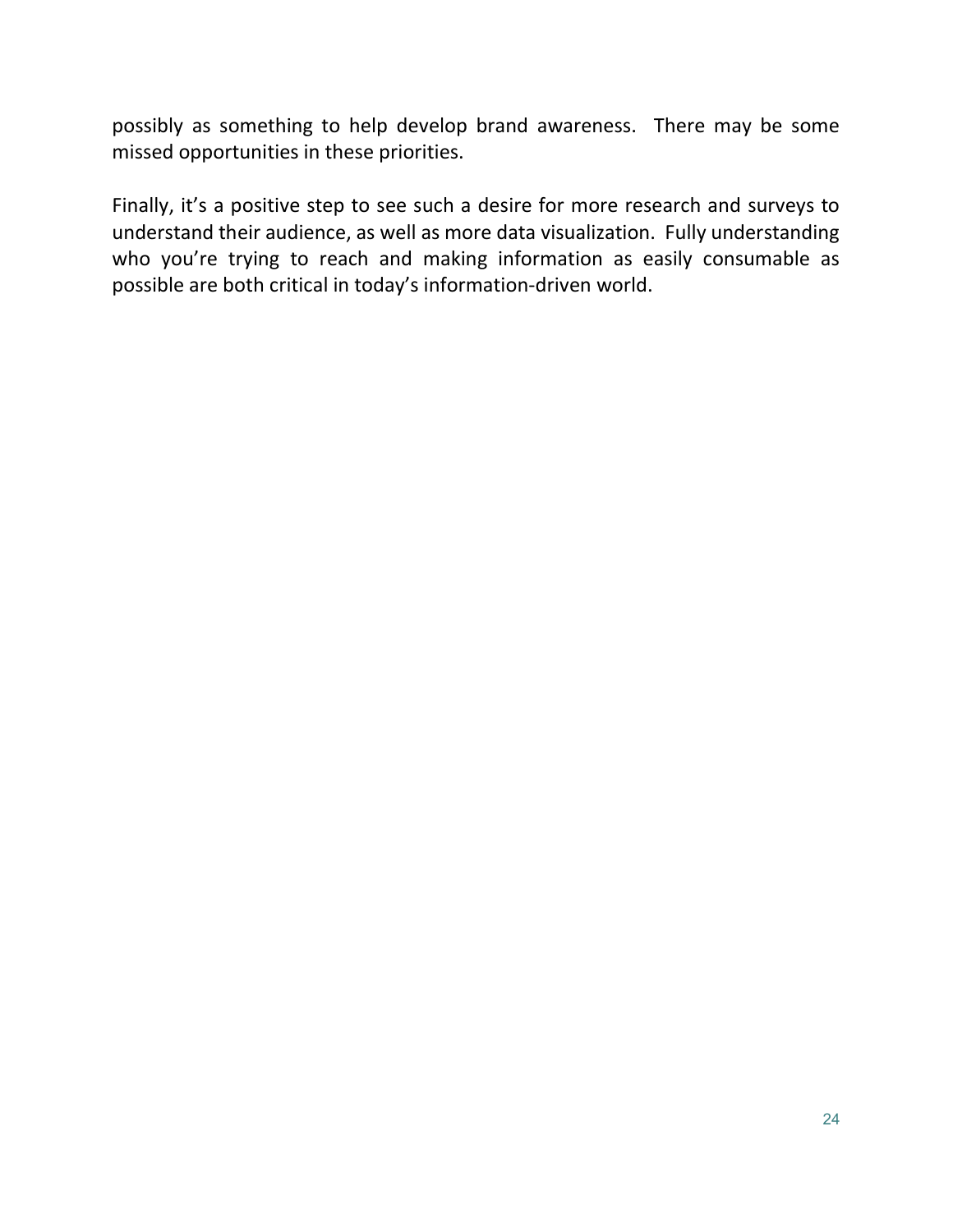possibly as something to help develop brand awareness.  There may be some missed opportunities in these priorities.

Finally, it's a positive step to see such a desire for more research and surveys to understand their audience, as well as more data visualization.  Fully understanding who you're trying to reach and making information as easily consumable as possible are both critical in today's information-driven world.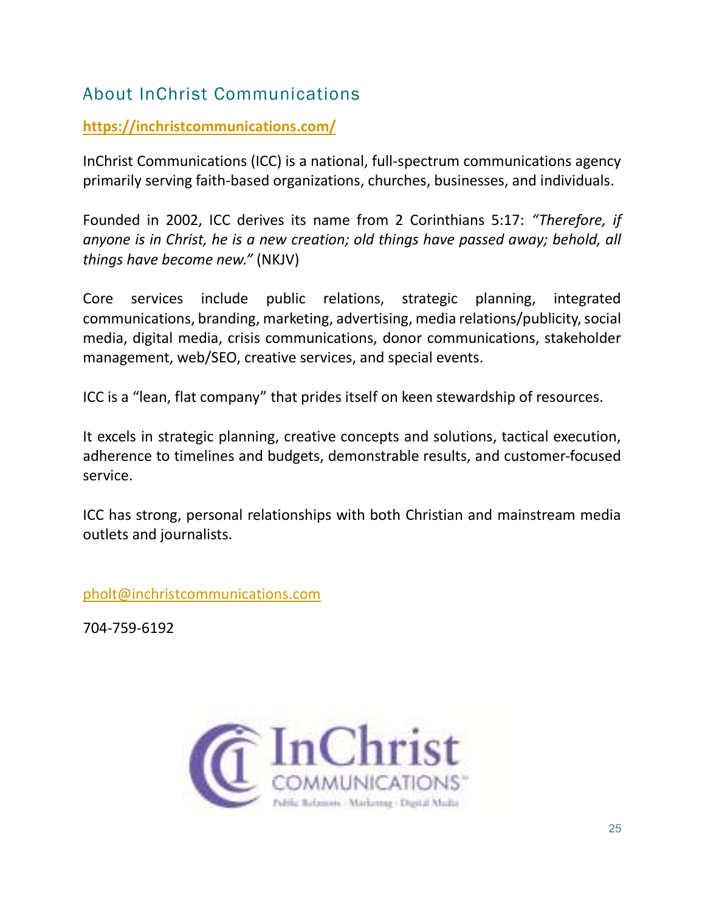## About InChrist Communications

**https://inchristcommunications.com/**

InChrist Communications (ICC) is a national, full-spectrum communications agency primarily serving faith-based organizations, churches, businesses, and individuals.

Founded in 2002, ICC derives its name from 2 Corinthians 5:17: *"Therefore, if anyone is in Christ, he is a new creation; old things have passed away; behold, all things have become new."* (NKJV)

Core services include public relations, strategic planning, integrated communications, branding, marketing, advertising, media relations/publicity, social media, digital media, crisis communications, donor communications, stakeholder management, web/SEO, creative services, and special events.

ICC is a "lean, flat company" that prides itself on keen stewardship of resources.

It excels in strategic planning, creative concepts and solutions, tactical execution, adherence to timelines and budgets, demonstrable results, and customer-focused service.

ICC has strong, personal relationships with both Christian and mainstream media outlets and journalists.

pholt@inchristcommunications.com

704-759-6192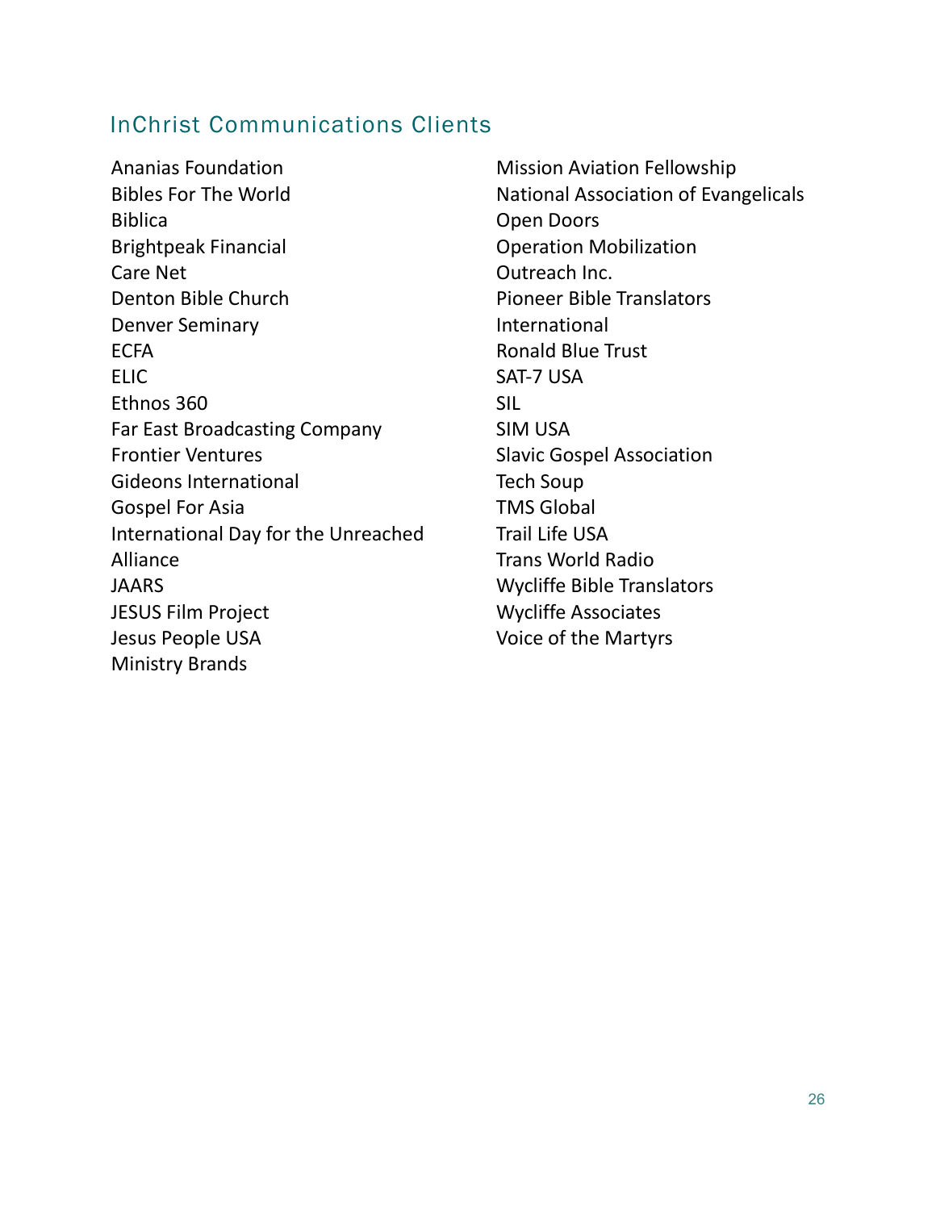## InChrist Communications Clients

Ananias Foundation
Bibles For The World
Biblica
Brightpeak Financial
Care Net
Denton Bible Church
Denver Seminary
ECFA
ELIC
Ethnos 360
Far East Broadcasting Company
Frontier Ventures
Gideons International
Gospel For Asia
International Day for the Unreached Alliance
JAARS
JESUS Film Project
Jesus People USA
Ministry Brands
Mission Aviation Fellowship
National Association of Evangelicals
Open Doors
Operation Mobilization
Outreach Inc.
Pioneer Bible Translators International
Ronald Blue Trust
SAT-7 USA
SIL
SIM USA
Slavic Gospel Association
Tech Soup
TMS Global
Trail Life USA
Trans World Radio
Wycliffe Bible Translators
Wycliffe Associates
Voice of the Martyrs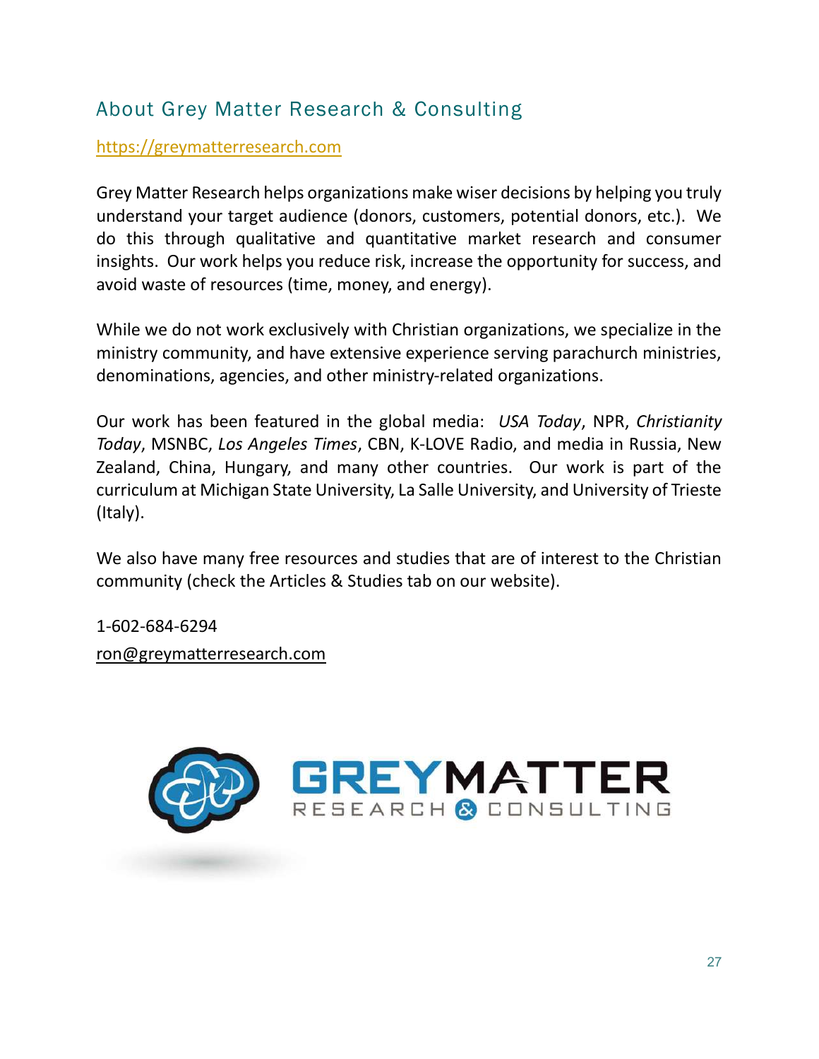## About Grey Matter Research & Consulting

https://greymatterresearch.com

Grey Matter Research helps organizations make wiser decisions by helping you truly understand your target audience (donors, customers, potential donors, etc.). We do this through qualitative and quantitative market research and consumer insights. Our work helps you reduce risk, increase the opportunity for success, and avoid waste of resources (time, money, and energy).

While we do not work exclusively with Christian organizations, we specialize in the ministry community, and have extensive experience serving parachurch ministries, denominations, agencies, and other ministry-related organizations.

Our work has been featured in the global media: *USA Today*, NPR, *Christianity Today*, MSNBC, *Los Angeles Times*, CBN, K-LOVE Radio, and media in Russia, New Zealand, China, Hungary, and many other countries. Our work is part of the curriculum at Michigan State University, La Salle University, and University of Trieste (Italy).

We also have many free resources and studies that are of interest to the Christian community (check the Articles & Studies tab on our website).

1-602-684-6294
ron@greymatterresearch.com

GREYMATTER RESEARCH & CONSULTING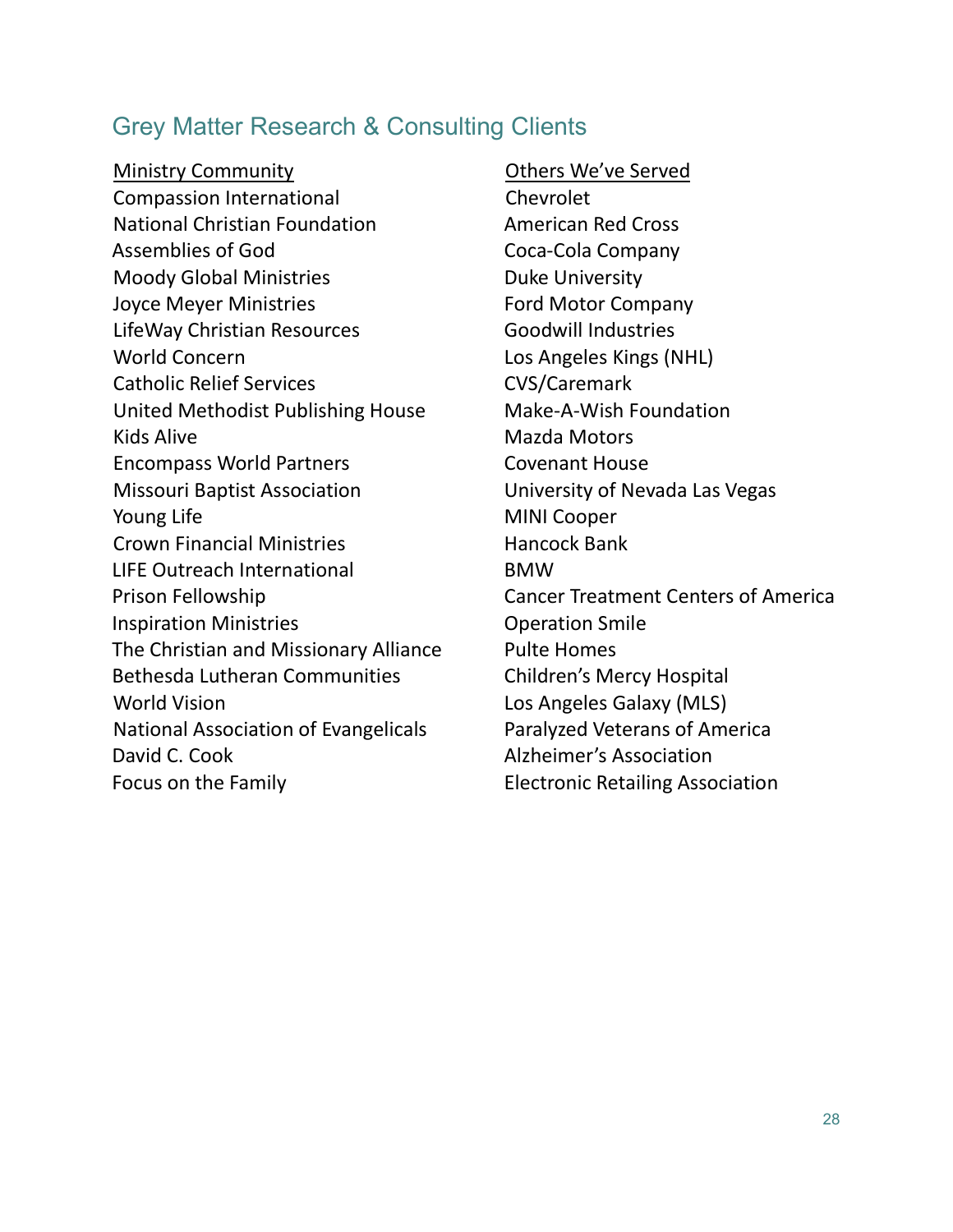## Grey Matter Research & Consulting Clients

**Ministry Community**

Compassion International
National Christian Foundation
Assemblies of God
Moody Global Ministries
Joyce Meyer Ministries
LifeWay Christian Resources
World Concern
Catholic Relief Services
United Methodist Publishing House
Kids Alive
Encompass World Partners
Missouri Baptist Association
Young Life
Crown Financial Ministries
LIFE Outreach International
Prison Fellowship
Inspiration Ministries
The Christian and Missionary Alliance
Bethesda Lutheran Communities
World Vision
National Association of Evangelicals
David C. Cook
Focus on the Family

**Others We've Served**

Chevrolet
American Red Cross
Coca-Cola Company
Duke University
Ford Motor Company
Goodwill Industries
Los Angeles Kings (NHL)
CVS/Caremark
Make-A-Wish Foundation
Mazda Motors
Covenant House
University of Nevada Las Vegas
MINI Cooper
Hancock Bank
BMW
Cancer Treatment Centers of America
Operation Smile
Pulte Homes
Children's Mercy Hospital
Los Angeles Galaxy (MLS)
Paralyzed Veterans of America
Alzheimer's Association
Electronic Retailing Association